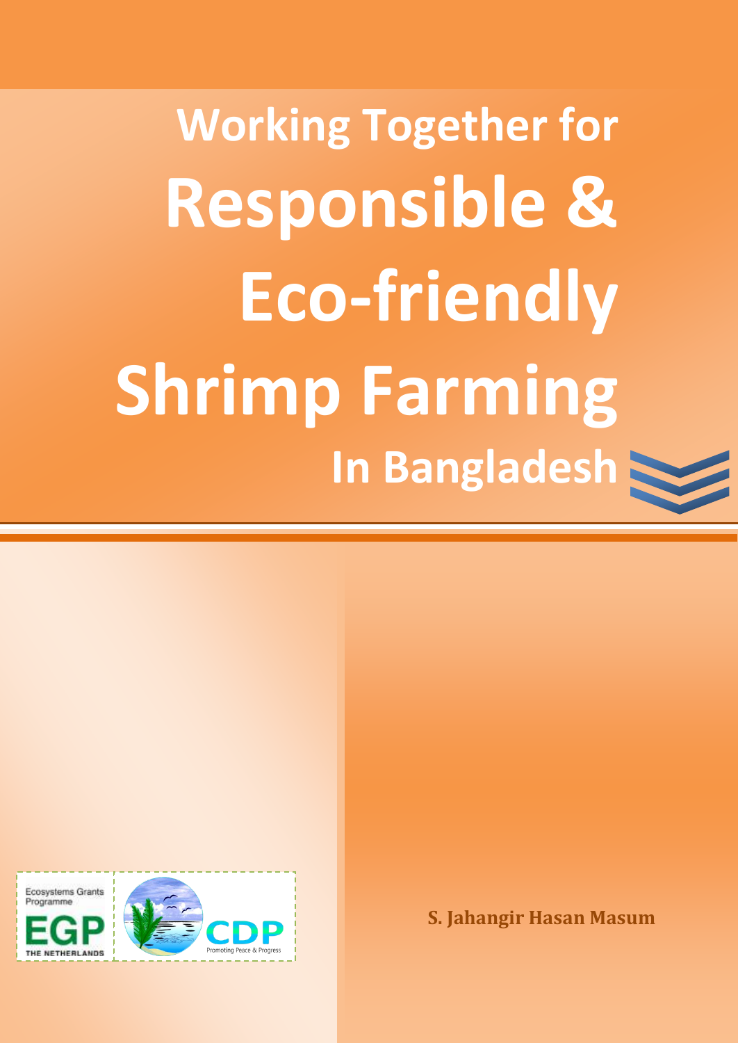# Working Together for Responsible & Eco-friendly Shrimp Farming In Bangladesh

Ecosystems Grants Programme

EGP

THE NETHERLANDS

CDP

Promoting Peace & Progress

**S. Jahangir Hasan Masum**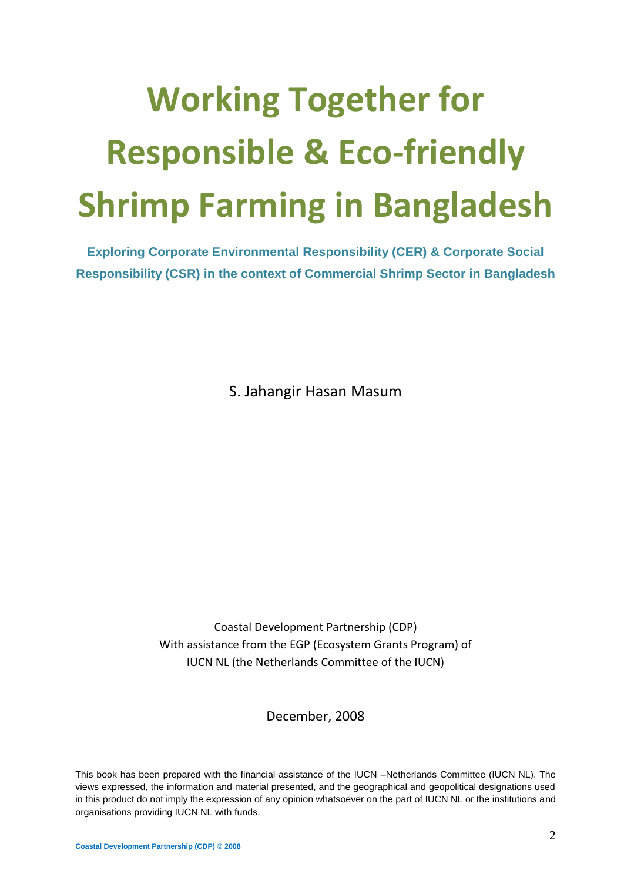# Working Together for Responsible & Eco-friendly Shrimp Farming in Bangladesh

**Exploring Corporate Environmental Responsibility (CER) & Corporate Social Responsibility (CSR) in the context of Commercial Shrimp Sector in Bangladesh**

S. Jahangir Hasan Masum

Coastal Development Partnership (CDP)
With assistance from the EGP (Ecosystem Grants Program) of
IUCN NL (the Netherlands Committee of the IUCN)

December, 2008

This book has been prepared with the financial assistance of the IUCN –Netherlands Committee (IUCN NL). The views expressed, the information and material presented, and the geographical and geopolitical designations used in this product do not imply the expression of any opinion whatsoever on the part of IUCN NL or the institutions and organisations providing IUCN NL with funds.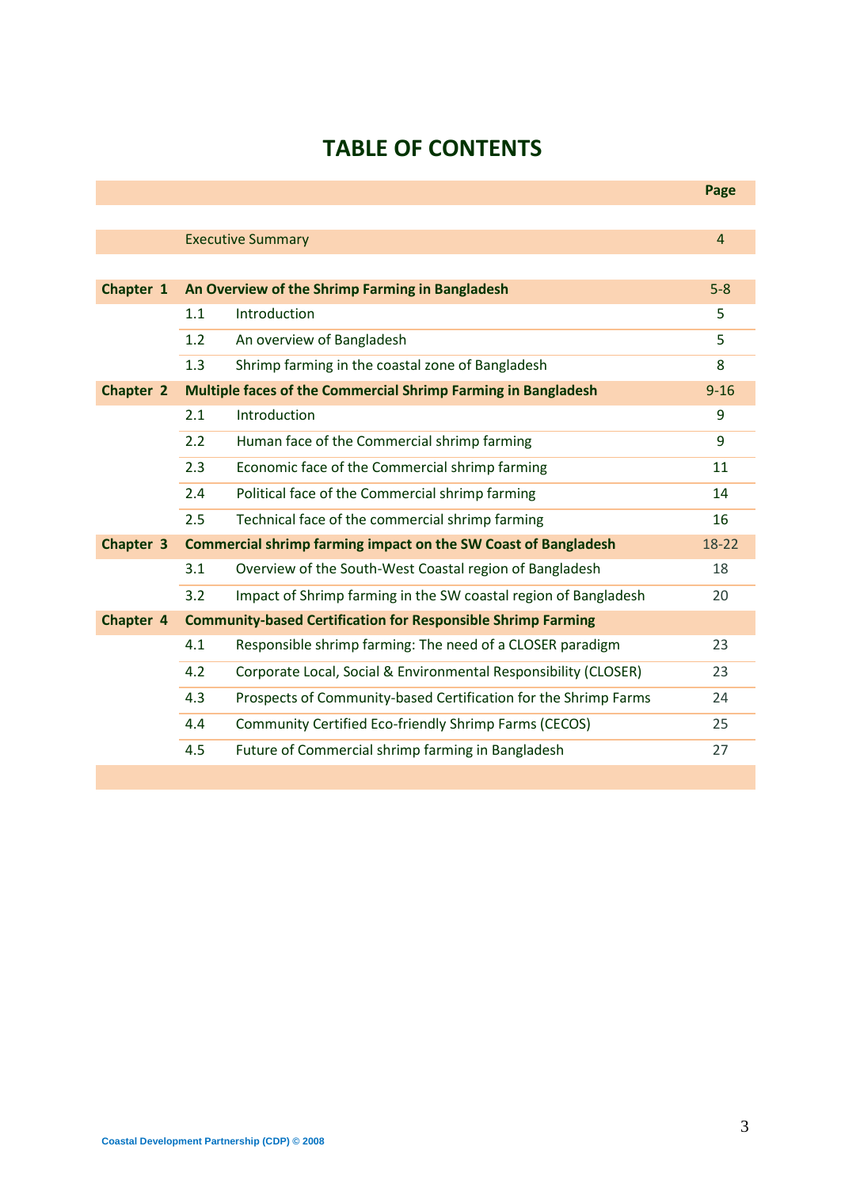# TABLE OF CONTENTS

| | | | Page |
|---|---|---|---|
| | Executive Summary | | 4 |
| **Chapter 1** | **An Overview of the Shrimp Farming in Bangladesh** | | 5-8 |
| | 1.1 | Introduction | 5 |
| | 1.2 | An overview of Bangladesh | 5 |
| | 1.3 | Shrimp farming in the coastal zone of Bangladesh | 8 |
| **Chapter 2** | **Multiple faces of the Commercial Shrimp Farming in Bangladesh** | | 9-16 |
| | 2.1 | Introduction | 9 |
| | 2.2 | Human face of the Commercial shrimp farming | 9 |
| | 2.3 | Economic face of the Commercial shrimp farming | 11 |
| | 2.4 | Political face of the Commercial shrimp farming | 14 |
| | 2.5 | Technical face of the commercial shrimp farming | 16 |
| **Chapter 3** | **Commercial shrimp farming impact on the SW Coast of Bangladesh** | | 18-22 |
| | 3.1 | Overview of the South-West Coastal region of Bangladesh | 18 |
| | 3.2 | Impact of Shrimp farming in the SW coastal region of Bangladesh | 20 |
| **Chapter 4** | **Community-based Certification for Responsible Shrimp Farming** | | |
| | 4.1 | Responsible shrimp farming: The need of a CLOSER paradigm | 23 |
| | 4.2 | Corporate Local, Social & Environmental Responsibility (CLOSER) | 23 |
| | 4.3 | Prospects of Community-based Certification for the Shrimp Farms | 24 |
| | 4.4 | Community Certified Eco-friendly Shrimp Farms (CECOS) | 25 |
| | 4.5 | Future of Commercial shrimp farming in Bangladesh | 27 |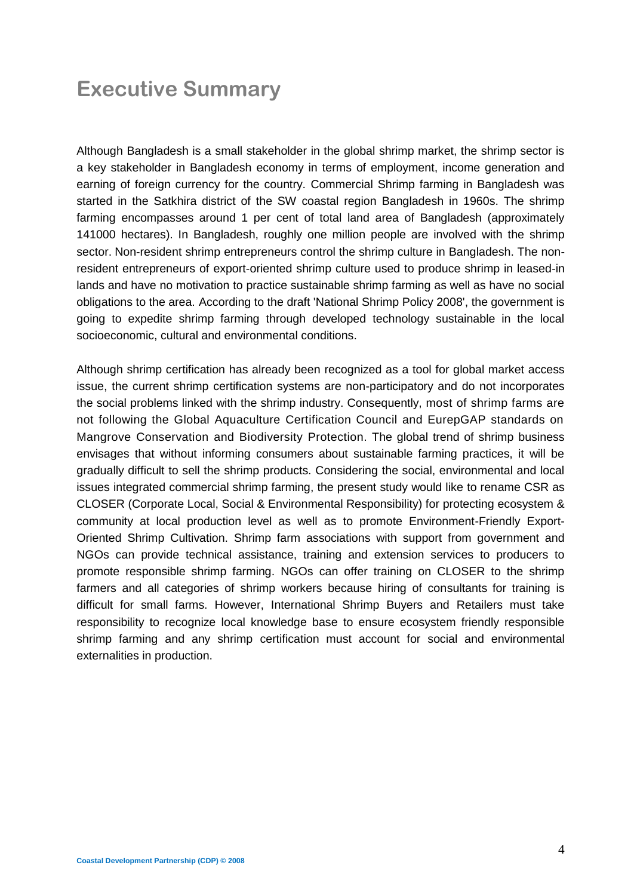# Executive Summary

Although Bangladesh is a small stakeholder in the global shrimp market, the shrimp sector is a key stakeholder in Bangladesh economy in terms of employment, income generation and earning of foreign currency for the country. Commercial Shrimp farming in Bangladesh was started in the Satkhira district of the SW coastal region Bangladesh in 1960s. The shrimp farming encompasses around 1 per cent of total land area of Bangladesh (approximately 141000 hectares). In Bangladesh, roughly one million people are involved with the shrimp sector. Non-resident shrimp entrepreneurs control the shrimp culture in Bangladesh. The non-resident entrepreneurs of export-oriented shrimp culture used to produce shrimp in leased-in lands and have no motivation to practice sustainable shrimp farming as well as have no social obligations to the area. According to the draft 'National Shrimp Policy 2008', the government is going to expedite shrimp farming through developed technology sustainable in the local socioeconomic, cultural and environmental conditions.

Although shrimp certification has already been recognized as a tool for global market access issue, the current shrimp certification systems are non-participatory and do not incorporates the social problems linked with the shrimp industry. Consequently, most of shrimp farms are not following the Global Aquaculture Certification Council and EurepGAP standards on Mangrove Conservation and Biodiversity Protection. The global trend of shrimp business envisages that without informing consumers about sustainable farming practices, it will be gradually difficult to sell the shrimp products. Considering the social, environmental and local issues integrated commercial shrimp farming, the present study would like to rename CSR as CLOSER (Corporate Local, Social & Environmental Responsibility) for protecting ecosystem & community at local production level as well as to promote Environment-Friendly Export-Oriented Shrimp Cultivation. Shrimp farm associations with support from government and NGOs can provide technical assistance, training and extension services to producers to promote responsible shrimp farming. NGOs can offer training on CLOSER to the shrimp farmers and all categories of shrimp workers because hiring of consultants for training is difficult for small farms. However, International Shrimp Buyers and Retailers must take responsibility to recognize local knowledge base to ensure ecosystem friendly responsible shrimp farming and any shrimp certification must account for social and environmental externalities in production.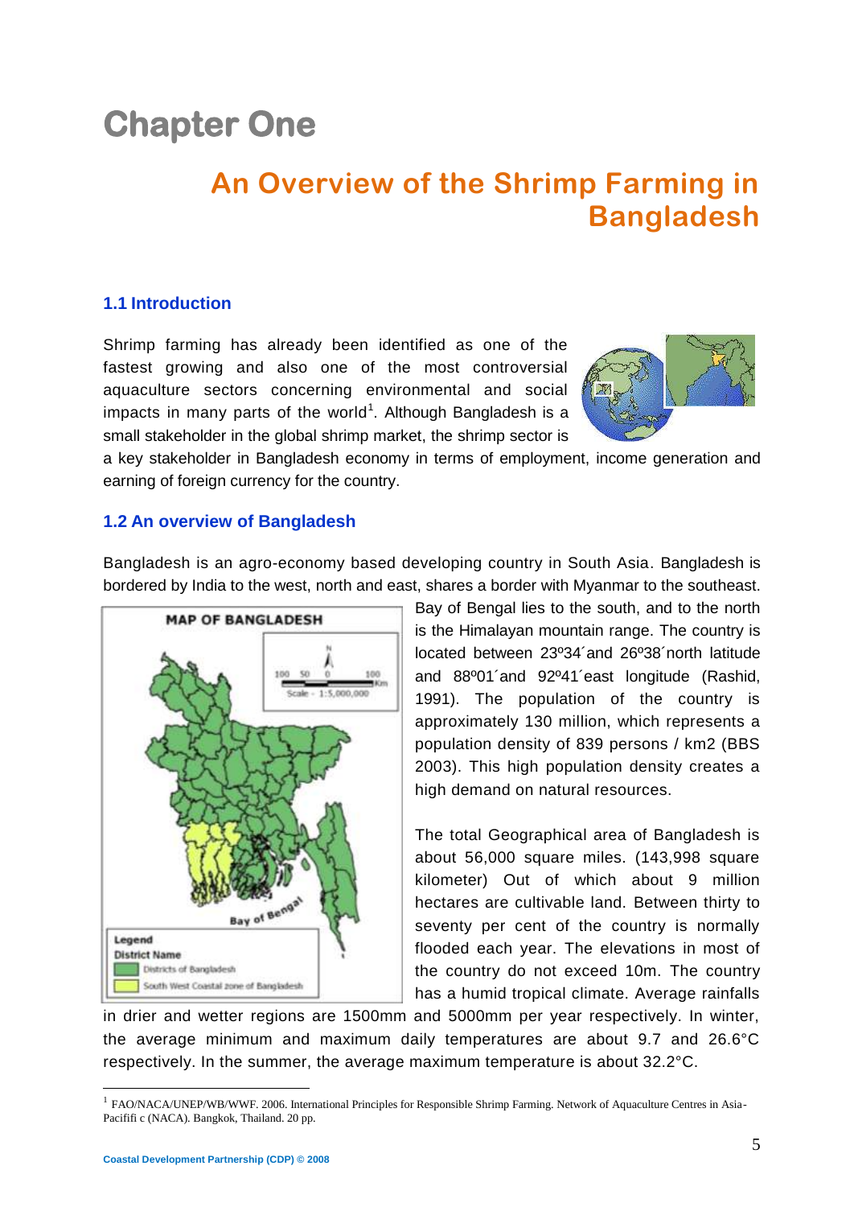# Chapter One

## An Overview of the Shrimp Farming in Bangladesh

### 1.1 Introduction

Shrimp farming has already been identified as one of the fastest growing and also one of the most controversial aquaculture sectors concerning environmental and social impacts in many parts of the world[1]. Although Bangladesh is a small stakeholder in the global shrimp market, the shrimp sector is a key stakeholder in Bangladesh economy in terms of employment, income generation and earning of foreign currency for the country.

### 1.2 An overview of Bangladesh

Bangladesh is an agro-economy based developing country in South Asia. Bangladesh is bordered by India to the west, north and east, shares a border with Myanmar to the southeast. Bay of Bengal lies to the south, and to the north is the Himalayan mountain range. The country is located between 23º34´and 26º38´north latitude and 88º01´and 92º41´east longitude (Rashid, 1991). The population of the country is approximately 130 million, which represents a population density of 839 persons / km2 (BBS 2003). This high population density creates a high demand on natural resources.

MAP OF BANGLADESH

Legend
District Name
Districts of Bangladesh
South West Coastal zone of Bangladesh

The total Geographical area of Bangladesh is about 56,000 square miles. (143,998 square kilometer) Out of which about 9 million hectares are cultivable land. Between thirty to seventy per cent of the country is normally flooded each year. The elevations in most of the country do not exceed 10m. The country has a humid tropical climate. Average rainfalls in drier and wetter regions are 1500mm and 5000mm per year respectively. In winter, the average minimum and maximum daily temperatures are about 9.7 and 26.6°C respectively. In the summer, the average maximum temperature is about 32.2°C.

---

[1] FAO/NACA/UNEP/WB/WWF. 2006. International Principles for Responsible Shrimp Farming. Network of Aquaculture Centres in Asia-Pacififi c (NACA). Bangkok, Thailand. 20 pp.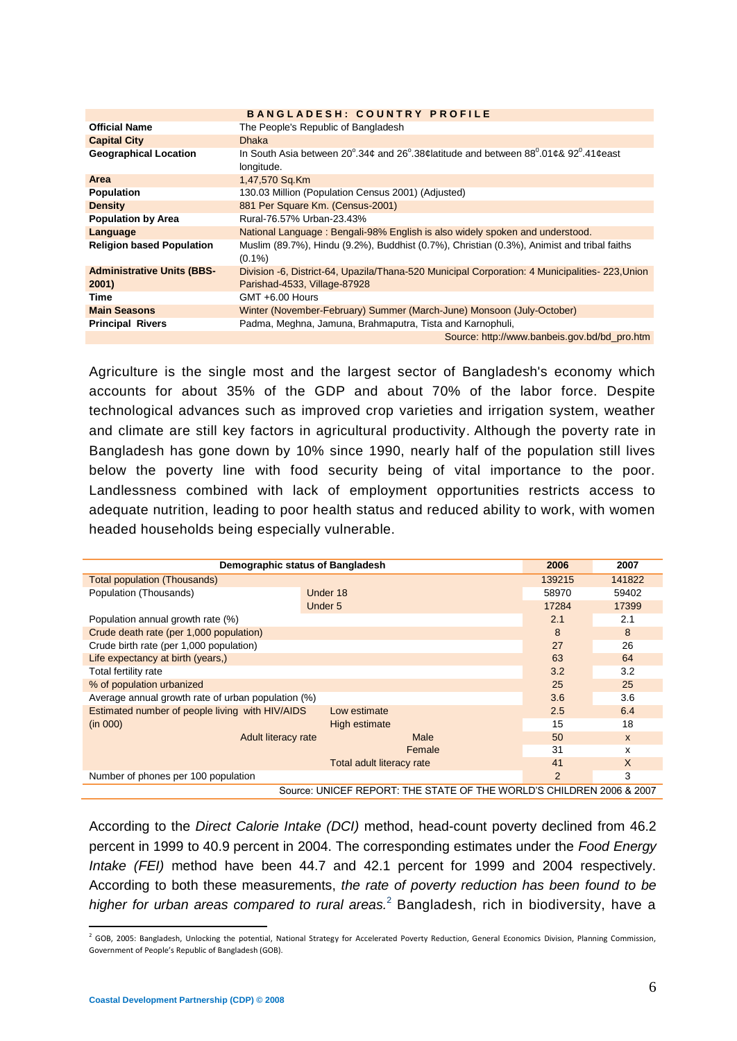| BANGLADESH: COUNTRY PROFILE | |
|---|---|
| **Official Name** | The People's Republic of Bangladesh |
| **Capital City** | Dhaka |
| **Geographical Location** | In South Asia between 20°.34¢ and 26°.38¢latitude and between 88°.01¢& 92°.41¢east longitude. |
| **Area** | 1,47,570 Sq.Km |
| **Population** | 130.03 Million (Population Census 2001) (Adjusted) |
| **Density** | 881 Per Square Km. (Census-2001) |
| **Population by Area** | Rural-76.57% Urban-23.43% |
| **Language** | National Language : Bengali-98% English is also widely spoken and understood. |
| **Religion based Population** | Muslim (89.7%), Hindu (9.2%), Buddhist (0.7%), Christian (0.3%), Animist and tribal faiths (0.1%) |
| **Administrative Units (BBS-2001)** | Division -6, District-64, Upazila/Thana-520 Municipal Corporation: 4 Municipalities- 223,Union Parishad-4533, Village-87928 |
| **Time** | GMT +6.00 Hours |
| **Main Seasons** | Winter (November-February) Summer (March-June) Monsoon (July-October) |
| **Principal Rivers** | Padma, Meghna, Jamuna, Brahmaputra, Tista and Karnophuli, |
| | Source: http://www.banbeis.gov.bd/bd_pro.htm |

Agriculture is the single most and the largest sector of Bangladesh's economy which accounts for about 35% of the GDP and about 70% of the labor force. Despite technological advances such as improved crop varieties and irrigation system, weather and climate are still key factors in agricultural productivity. Although the poverty rate in Bangladesh has gone down by 10% since 1990, nearly half of the population still lives below the poverty line with food security being of vital importance to the poor. Landlessness combined with lack of employment opportunities restricts access to adequate nutrition, leading to poor health status and reduced ability to work, with women headed households being especially vulnerable.

| Demographic status of Bangladesh | | 2006 | 2007 |
|---|---|---|---|
| Total population (Thousands) | | 139215 | 141822 |
| Population (Thousands) | Under 18 | 58970 | 59402 |
| | Under 5 | 17284 | 17399 |
| Population annual growth rate (%) | | 2.1 | 2.1 |
| Crude death rate (per 1,000 population) | | 8 | 8 |
| Crude birth rate (per 1,000 population) | | 27 | 26 |
| Life expectancy at birth (years,) | | 63 | 64 |
| Total fertility rate | | 3.2 | 3.2 |
| % of population urbanized | | 25 | 25 |
| Average annual growth rate of urban population (%) | | 3.6 | 3.6 |
| Estimated number of people living with HIV/AIDS (in 000) | Low estimate | 2.5 | 6.4 |
| | High estimate | 15 | 18 |
| Adult literacy rate | Male | 50 | x |
| | Female | 31 | x |
| | Total adult literacy rate | 41 | X |
| Number of phones per 100 population | | 2 | 3 |
| Source: UNICEF REPORT: THE STATE OF THE WORLD'S CHILDREN 2006 & 2007 | | | |

According to the *Direct Calorie Intake (DCI)* method, head-count poverty declined from 46.2 percent in 1999 to 40.9 percent in 2004. The corresponding estimates under the *Food Energy Intake (FEI)* method have been 44.7 and 42.1 percent for 1999 and 2004 respectively. According to both these measurements, *the rate of poverty reduction has been found to be higher for urban areas compared to rural areas.*[2] Bangladesh, rich in biodiversity, have a

[2] GOB, 2005: Bangladesh, Unlocking the potential, National Strategy for Accelerated Poverty Reduction, General Economics Division, Planning Commission, Government of People's Republic of Bangladesh (GOB).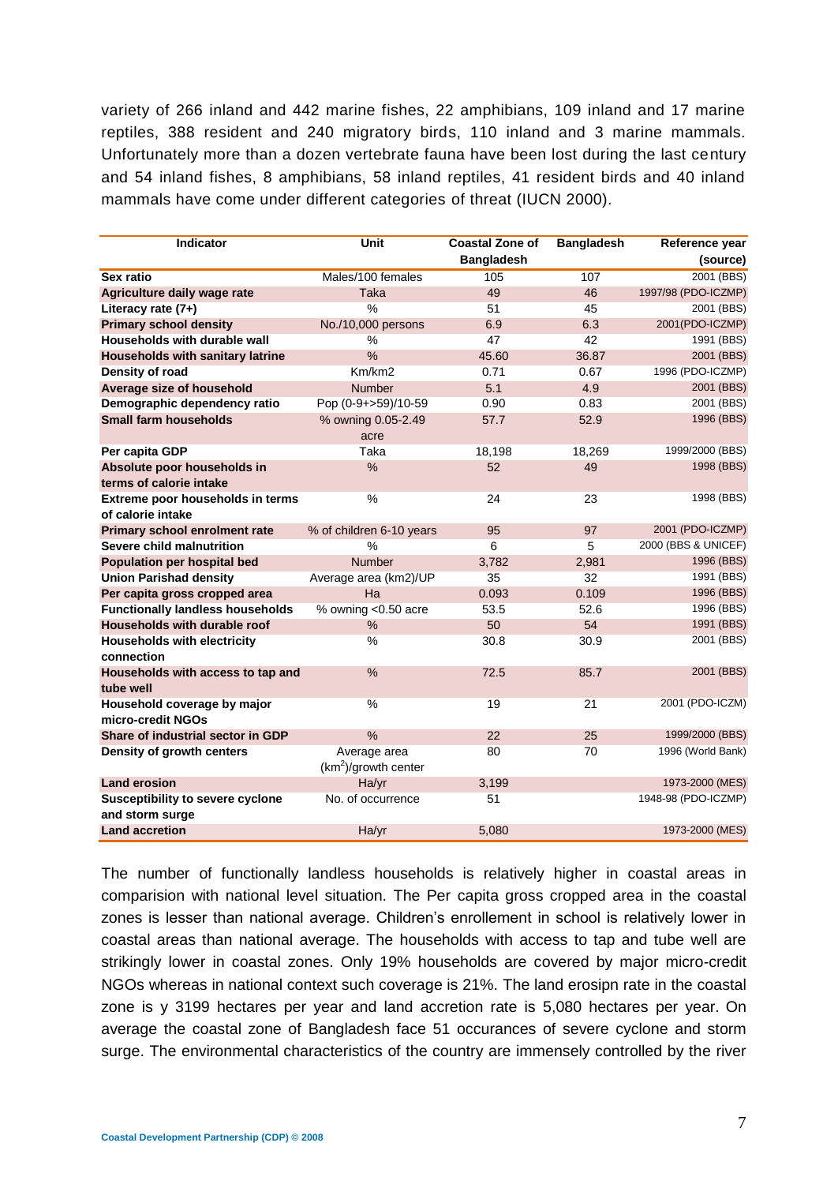variety of 266 inland and 442 marine fishes, 22 amphibians, 109 inland and 17 marine reptiles, 388 resident and 240 migratory birds, 110 inland and 3 marine mammals. Unfortunately more than a dozen vertebrate fauna have been lost during the last century and 54 inland fishes, 8 amphibians, 58 inland reptiles, 41 resident birds and 40 inland mammals have come under different categories of threat (IUCN 2000).

| Indicator | Unit | Coastal Zone of Bangladesh | Bangladesh | Reference year (source) |
|---|---|---|---|---|
| **Sex ratio** | Males/100 females | 105 | 107 | 2001 (BBS) |
| **Agriculture daily wage rate** | Taka | 49 | 46 | 1997/98 (PDO-ICZMP) |
| **Literacy rate (7+)** | % | 51 | 45 | 2001 (BBS) |
| **Primary school density** | No./10,000 persons | 6.9 | 6.3 | 2001(PDO-ICZMP) |
| **Households with durable wall** | % | 47 | 42 | 1991 (BBS) |
| **Households with sanitary latrine** | % | 45.60 | 36.87 | 2001 (BBS) |
| **Density of road** | Km/km2 | 0.71 | 0.67 | 1996 (PDO-ICZMP) |
| **Average size of household** | Number | 5.1 | 4.9 | 2001 (BBS) |
| **Demographic dependency ratio** | Pop (0-9+>59)/10-59 | 0.90 | 0.83 | 2001 (BBS) |
| **Small farm households** | % owning 0.05-2.49 acre | 57.7 | 52.9 | 1996 (BBS) |
| **Per capita GDP** | Taka | 18,198 | 18,269 | 1999/2000 (BBS) |
| **Absolute poor households in terms of calorie intake** | % | 52 | 49 | 1998 (BBS) |
| **Extreme poor households in terms of calorie intake** | % | 24 | 23 | 1998 (BBS) |
| **Primary school enrolment rate** | % of children 6-10 years | 95 | 97 | 2001 (PDO-ICZMP) |
| **Severe child malnutrition** | % | 6 | 5 | 2000 (BBS & UNICEF) |
| **Population per hospital bed** | Number | 3,782 | 2,981 | 1996 (BBS) |
| **Union Parishad density** | Average area (km2)/UP | 35 | 32 | 1991 (BBS) |
| **Per capita gross cropped area** | Ha | 0.093 | 0.109 | 1996 (BBS) |
| **Functionally landless households** | % owning <0.50 acre | 53.5 | 52.6 | 1996 (BBS) |
| **Households with durable roof** | % | 50 | 54 | 1991 (BBS) |
| **Households with electricity connection** | % | 30.8 | 30.9 | 2001 (BBS) |
| **Households with access to tap and tube well** | % | 72.5 | 85.7 | 2001 (BBS) |
| **Household coverage by major micro-credit NGOs** | % | 19 | 21 | 2001 (PDO-ICZM) |
| **Share of industrial sector in GDP** | % | 22 | 25 | 1999/2000 (BBS) |
| **Density of growth centers** | Average area ($km^2$)/growth center | 80 | 70 | 1996 (World Bank) |
| **Land erosion** | Ha/yr | 3,199 | | 1973-2000 (MES) |
| **Susceptibility to severe cyclone and storm surge** | No. of occurrence | 51 | | 1948-98 (PDO-ICZMP) |
| **Land accretion** | Ha/yr | 5,080 | | 1973-2000 (MES) |

The number of functionally landless households is relatively higher in coastal areas in comparision with national level situation. The Per capita gross cropped area in the coastal zones is lesser than national average. Children's enrollement in school is relatively lower in coastal areas than national average. The households with access to tap and tube well are strikingly lower in coastal zones. Only 19% households are covered by major micro-credit NGOs whereas in national context such coverage is 21%. The land erosipn rate in the coastal zone is y 3199 hectares per year and land accretion rate is 5,080 hectares per year. On average the coastal zone of Bangladesh face 51 occurances of severe cyclone and storm surge. The environmental characteristics of the country are immensely controlled by the river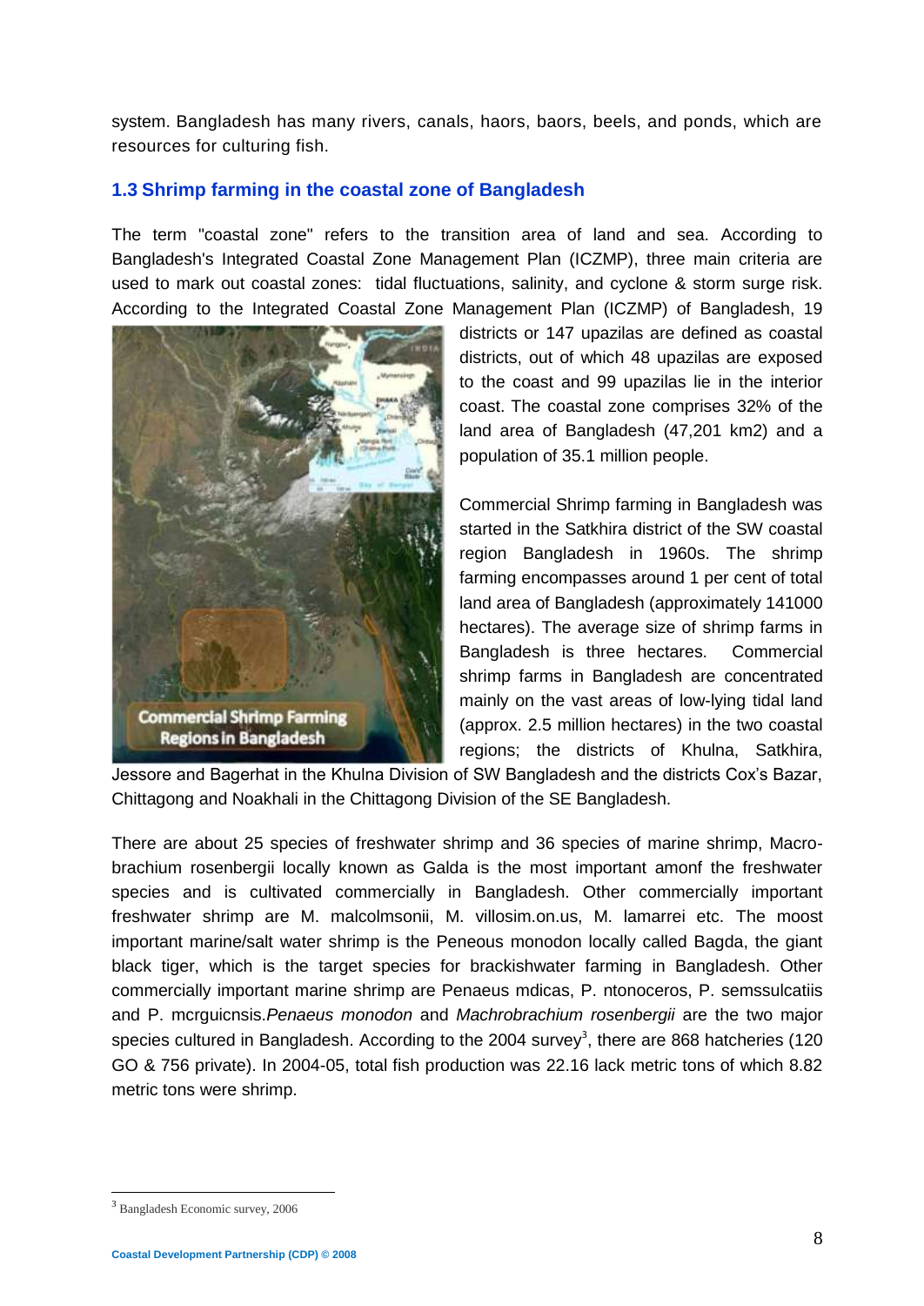system. Bangladesh has many rivers, canals, haors, baors, beels, and ponds, which are resources for culturing fish.

### 1.3 Shrimp farming in the coastal zone of Bangladesh

The term "coastal zone" refers to the transition area of land and sea. According to Bangladesh's Integrated Coastal Zone Management Plan (ICZMP), three main criteria are used to mark out coastal zones: tidal fluctuations, salinity, and cyclone & storm surge risk. According to the Integrated Coastal Zone Management Plan (ICZMP) of Bangladesh, 19 districts or 147 upazilas are defined as coastal districts, out of which 48 upazilas are exposed to the coast and 99 upazilas lie in the interior coast. The coastal zone comprises 32% of the land area of Bangladesh (47,201 km2) and a population of 35.1 million people.

Commercial Shrimp Farming Regions in Bangladesh

Commercial Shrimp farming in Bangladesh was started in the Satkhira district of the SW coastal region Bangladesh in 1960s. The shrimp farming encompasses around 1 per cent of total land area of Bangladesh (approximately 141000 hectares). The average size of shrimp farms in Bangladesh is three hectares. Commercial shrimp farms in Bangladesh are concentrated mainly on the vast areas of low-lying tidal land (approx. 2.5 million hectares) in the two coastal regions; the districts of Khulna, Satkhira, Jessore and Bagerhat in the Khulna Division of SW Bangladesh and the districts Cox's Bazar, Chittagong and Noakhali in the Chittagong Division of the SE Bangladesh.

There are about 25 species of freshwater shrimp and 36 species of marine shrimp, Macro-brachium rosenbergii locally known as Galda is the most important amonf the freshwater species and is cultivated commercially in Bangladesh. Other commercially important freshwater shrimp are M. malcolmsonii, M. villosim.on.us, M. lamarrei etc. The moost important marine/salt water shrimp is the Peneous monodon locally called Bagda, the giant black tiger, which is the target species for brackishwater farming in Bangladesh. Other commercially important marine shrimp are Penaeus mdicas, P. ntonoceros, P. semssulcatiis and P. mcrguicnsis.*Penaeus monodon* and *Machrobrachium rosenbergii* are the two major species cultured in Bangladesh. According to the 2004 survey[3], there are 868 hatcheries (120 GO & 756 private). In 2004-05, total fish production was 22.16 lack metric tons of which 8.82 metric tons were shrimp.

---

[3] Bangladesh Economic survey, 2006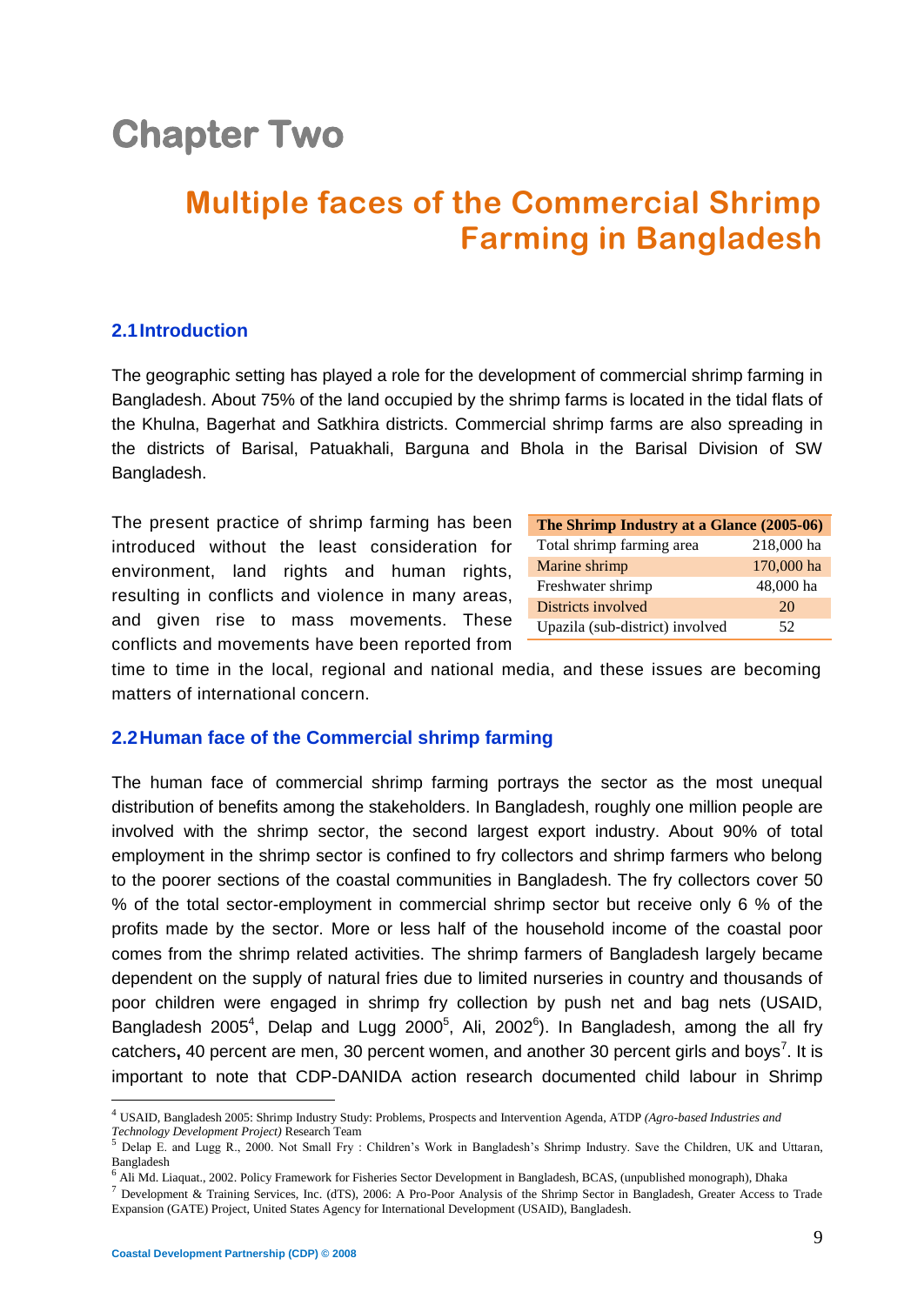# Chapter Two

## Multiple faces of the Commercial Shrimp Farming in Bangladesh

### 2.1 Introduction

The geographic setting has played a role for the development of commercial shrimp farming in Bangladesh. About 75% of the land occupied by the shrimp farms is located in the tidal flats of the Khulna, Bagerhat and Satkhira districts. Commercial shrimp farms are also spreading in the districts of Barisal, Patuakhali, Barguna and Bhola in the Barisal Division of SW Bangladesh.

The present practice of shrimp farming has been introduced without the least consideration for environment, land rights and human rights, resulting in conflicts and violence in many areas, and given rise to mass movements. These conflicts and movements have been reported from time to time in the local, regional and national media, and these issues are becoming matters of international concern.

| The Shrimp Industry at a Glance (2005-06) | |
|---|---|
| Total shrimp farming area | 218,000 ha |
| Marine shrimp | 170,000 ha |
| Freshwater shrimp | 48,000 ha |
| Districts involved | 20 |
| Upazila (sub-district) involved | 52 |

### 2.2 Human face of the Commercial shrimp farming

The human face of commercial shrimp farming portrays the sector as the most unequal distribution of benefits among the stakeholders. In Bangladesh, roughly one million people are involved with the shrimp sector, the second largest export industry. About 90% of total employment in the shrimp sector is confined to fry collectors and shrimp farmers who belong to the poorer sections of the coastal communities in Bangladesh. The fry collectors cover 50 % of the total sector-employment in commercial shrimp sector but receive only 6 % of the profits made by the sector. More or less half of the household income of the coastal poor comes from the shrimp related activities. The shrimp farmers of Bangladesh largely became dependent on the supply of natural fries due to limited nurseries in country and thousands of poor children were engaged in shrimp fry collection by push net and bag nets (USAID, Bangladesh 2005[4], Delap and Lugg 2000[5], Ali, 2002[6]). In Bangladesh, among the all fry catchers**,** 40 percent are men, 30 percent women, and another 30 percent girls and boys[7]. It is important to note that CDP-DANIDA action research documented child labour in Shrimp

---

[4] USAID, Bangladesh 2005: Shrimp Industry Study: Problems, Prospects and Intervention Agenda, ATDP *(Agro-based Industries and Technology Development Project)* Research Team

[5] Delap E. and Lugg R., 2000. Not Small Fry : Children's Work in Bangladesh's Shrimp Industry. Save the Children, UK and Uttaran, Bangladesh

[6] Ali Md. Liaquat., 2002. Policy Framework for Fisheries Sector Development in Bangladesh, BCAS, (unpublished monograph), Dhaka

[7] Development & Training Services, Inc. (dTS), 2006: A Pro-Poor Analysis of the Shrimp Sector in Bangladesh, Greater Access to Trade Expansion (GATE) Project, United States Agency for International Development (USAID), Bangladesh.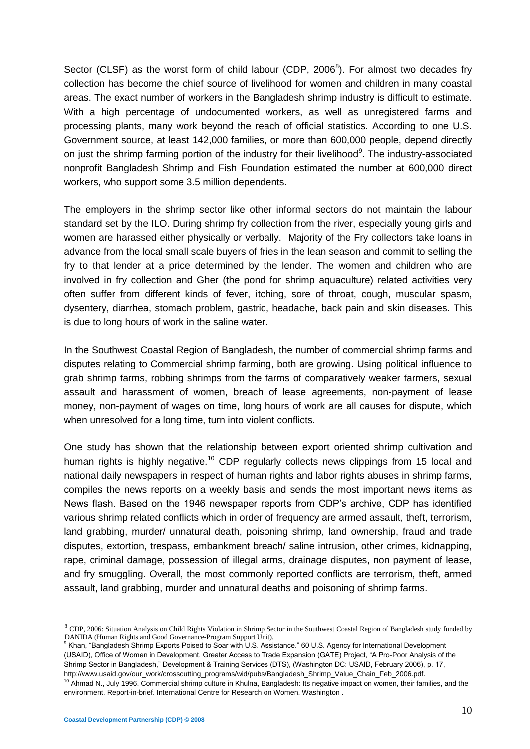Sector (CLSF) as the worst form of child labour (CDP, 2006[8]). For almost two decades fry collection has become the chief source of livelihood for women and children in many coastal areas. The exact number of workers in the Bangladesh shrimp industry is difficult to estimate. With a high percentage of undocumented workers, as well as unregistered farms and processing plants, many work beyond the reach of official statistics. According to one U.S. Government source, at least 142,000 families, or more than 600,000 people, depend directly on just the shrimp farming portion of the industry for their livelihood[9]. The industry-associated nonprofit Bangladesh Shrimp and Fish Foundation estimated the number at 600,000 direct workers, who support some 3.5 million dependents.

The employers in the shrimp sector like other informal sectors do not maintain the labour standard set by the ILO. During shrimp fry collection from the river, especially young girls and women are harassed either physically or verbally. Majority of the Fry collectors take loans in advance from the local small scale buyers of fries in the lean season and commit to selling the fry to that lender at a price determined by the lender. The women and children who are involved in fry collection and Gher (the pond for shrimp aquaculture) related activities very often suffer from different kinds of fever, itching, sore of throat, cough, muscular spasm, dysentery, diarrhea, stomach problem, gastric, headache, back pain and skin diseases. This is due to long hours of work in the saline water.

In the Southwest Coastal Region of Bangladesh, the number of commercial shrimp farms and disputes relating to Commercial shrimp farming, both are growing. Using political influence to grab shrimp farms, robbing shrimps from the farms of comparatively weaker farmers, sexual assault and harassment of women, breach of lease agreements, non-payment of lease money, non-payment of wages on time, long hours of work are all causes for dispute, which when unresolved for a long time, turn into violent conflicts.

One study has shown that the relationship between export oriented shrimp cultivation and human rights is highly negative.[10] CDP regularly collects news clippings from 15 local and national daily newspapers in respect of human rights and labor rights abuses in shrimp farms, compiles the news reports on a weekly basis and sends the most important news items as News flash. Based on the 1946 newspaper reports from CDP's archive, CDP has identified various shrimp related conflicts which in order of frequency are armed assault, theft, terrorism, land grabbing, murder/ unnatural death, poisoning shrimp, land ownership, fraud and trade disputes, extortion, trespass, embankment breach/ saline intrusion, other crimes, kidnapping, rape, criminal damage, possession of illegal arms, drainage disputes, non payment of lease, and fry smuggling. Overall, the most commonly reported conflicts are terrorism, theft, armed assault, land grabbing, murder and unnatural deaths and poisoning of shrimp farms.

---

[8] CDP, 2006: Situation Analysis on Child Rights Violation in Shrimp Sector in the Southwest Coastal Region of Bangladesh study funded by DANIDA (Human Rights and Good Governance-Program Support Unit).

[9] Khan, "Bangladesh Shrimp Exports Poised to Soar with U.S. Assistance." 60 U.S. Agency for International Development (USAID), Office of Women in Development, Greater Access to Trade Expansion (GATE) Project, "A Pro-Poor Analysis of the Shrimp Sector in Bangladesh," Development & Training Services (DTS), (Washington DC: USAID, February 2006), p. 17, http://www.usaid.gov/our_work/crosscutting_programs/wid/pubs/Bangladesh_Shrimp_Value_Chain_Feb_2006.pdf.

[10] Ahmad N., July 1996. Commercial shrimp culture in Khulna, Bangladesh: Its negative impact on women, their families, and the environment. Report-in-brief. International Centre for Research on Women. Washington .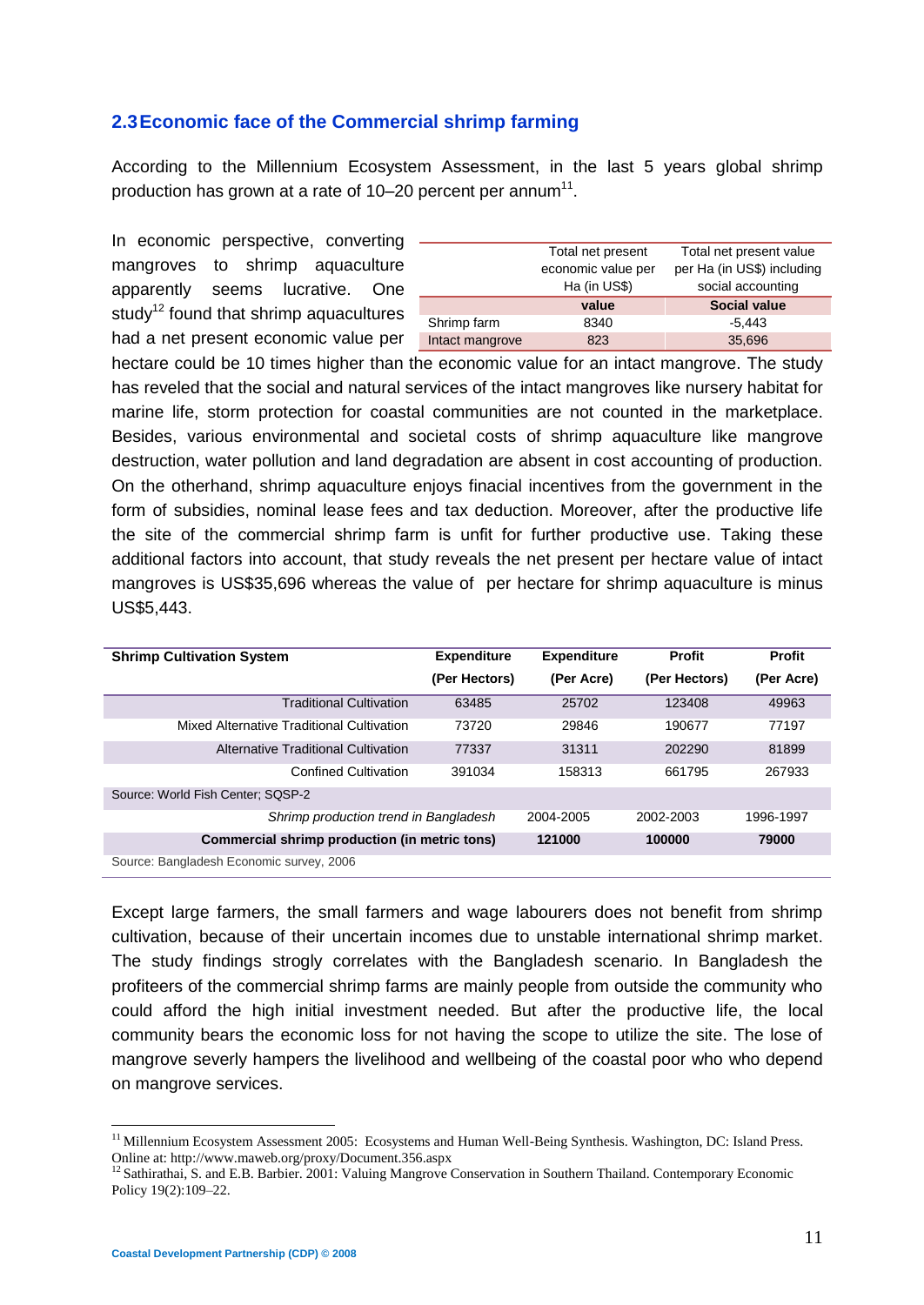## 2.3 Economic face of the Commercial shrimp farming

According to the Millennium Ecosystem Assessment, in the last 5 years global shrimp production has grown at a rate of 10–20 percent per annum[11].

|  | Total net present economic value per Ha (in US$) value | Total net present value per Ha (in US$) including social accounting Social value |
|---|---|---|
| Shrimp farm | 8340 | -5,443 |
| Intact mangrove | 823 | 35,696 |

In economic perspective, converting mangroves to shrimp aquaculture apparently seems lucrative. One study[12] found that shrimp aquacultures had a net present economic value per hectare could be 10 times higher than the economic value for an intact mangrove. The study has reveled that the social and natural services of the intact mangroves like nursery habitat for marine life, storm protection for coastal communities are not counted in the marketplace. Besides, various environmental and societal costs of shrimp aquaculture like mangrove destruction, water pollution and land degradation are absent in cost accounting of production. On the otherhand, shrimp aquaculture enjoys finacial incentives from the government in the form of subsidies, nominal lease fees and tax deduction. Moreover, after the productive life the site of the commercial shrimp farm is unfit for further productive use. Taking these additional factors into account, that study reveals the net present per hectare value of intact mangroves is US$35,696 whereas the value of per hectare for shrimp aquaculture is minus US$5,443.

| Shrimp Cultivation System | Expenditure (Per Hectors) | Expenditure (Per Acre) | Profit (Per Hectors) | Profit (Per Acre) |
|---|---|---|---|---|
| Traditional Cultivation | 63485 | 25702 | 123408 | 49963 |
| Mixed Alternative Traditional Cultivation | 73720 | 29846 | 190677 | 77197 |
| Alternative Traditional Cultivation | 77337 | 31311 | 202290 | 81899 |
| Confined Cultivation | 391034 | 158313 | 661795 | 267933 |

Source: World Fish Center; SQSP-2

| *Shrimp production trend in Bangladesh* | 2004-2005 | 2002-2003 | 1996-1997 |
|---|---|---|---|
| **Commercial shrimp production (in metric tons)** | **121000** | **100000** | **79000** |

Source: Bangladesh Economic survey, 2006

Except large farmers, the small farmers and wage labourers does not benefit from shrimp cultivation, because of their uncertain incomes due to unstable international shrimp market. The study findings strogly correlates with the Bangladesh scenario. In Bangladesh the profiteers of the commercial shrimp farms are mainly people from outside the community who could afford the high initial investment needed. But after the productive life, the local community bears the economic loss for not having the scope to utilize the site. The lose of mangrove severly hampers the livelihood and wellbeing of the coastal poor who who depend on mangrove services.

[11] Millennium Ecosystem Assessment 2005: Ecosystems and Human Well-Being Synthesis. Washington, DC: Island Press. Online at: http://www.maweb.org/proxy/Document.356.aspx

[12] Sathirathai, S. and E.B. Barbier. 2001: Valuing Mangrove Conservation in Southern Thailand. Contemporary Economic Policy 19(2):109–22.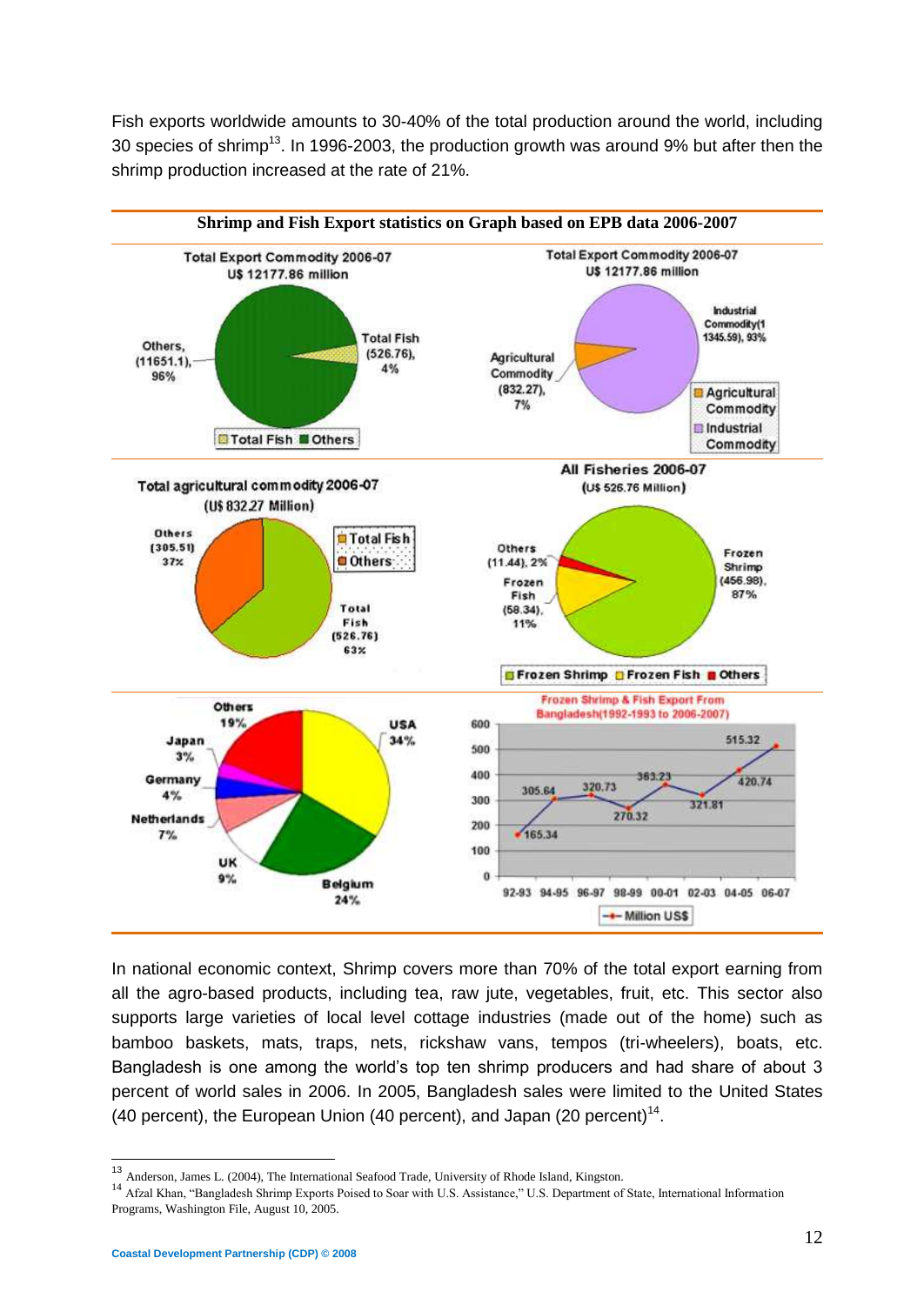Fish exports worldwide amounts to 30-40% of the total production around the world, including 30 species of shrimp[13]. In 1996-2003, the production growth was around 9% but after then the shrimp production increased at the rate of 21%.

**Shrimp and Fish Export statistics on Graph based on EPB data 2006-2007**

Total Export Commodity 2006-07
U$ 12177.86 million

Others, (11651.1), 96%
Total Fish (526.76), 4%

Total Fish | Others

Total Export Commodity 2006-07
U$ 12177.86 million

Industrial Commodity(1 1345.59), 93%
Agricultural Commodity (832.27), 7%

Agricultural Commodity | Industrial Commodity

Total agricultural commodity 2006-07
(U$ 832.27 Million)

Others (305.51) 37%
Total Fish (526.76) 63%

Total Fish | Others

All Fisheries 2006-07
(U$ 526.76 Million)

Others (11.44), 2%
Frozen Fish (58.34), 11%
Frozen Shrimp (456.98), 87%

Frozen Shrimp | Frozen Fish | Others

USA 34%
Belgium 24%
UK 9%
Netherlands 7%
Germany 4%
Japan 3%
Others 19%

Frozen Shrimp & Fish Export From Bangladesh(1992-1993 to 2006-2007)

| Year | Million US$ |
|---|---|
| 92-93 | 165.34 |
| 94-95 | 305.64 |
| 96-97 | 320.73 |
| 98-99 | 270.32 |
| 00-01 | 363.23 |
| 02-03 | 321.81 |
| 04-05 | 420.74 |
| 06-07 | 515.32 |

In national economic context, Shrimp covers more than 70% of the total export earning from all the agro-based products, including tea, raw jute, vegetables, fruit, etc. This sector also supports large varieties of local level cottage industries (made out of the home) such as bamboo baskets, mats, traps, nets, rickshaw vans, tempos (tri-wheelers), boats, etc. Bangladesh is one among the world's top ten shrimp producers and had share of about 3 percent of world sales in 2006. In 2005, Bangladesh sales were limited to the United States (40 percent), the European Union (40 percent), and Japan (20 percent)[14].

---

[13] Anderson, James L. (2004), The International Seafood Trade, University of Rhode Island, Kingston.

[14] Afzal Khan, "Bangladesh Shrimp Exports Poised to Soar with U.S. Assistance," U.S. Department of State, International Information Programs, Washington File, August 10, 2005.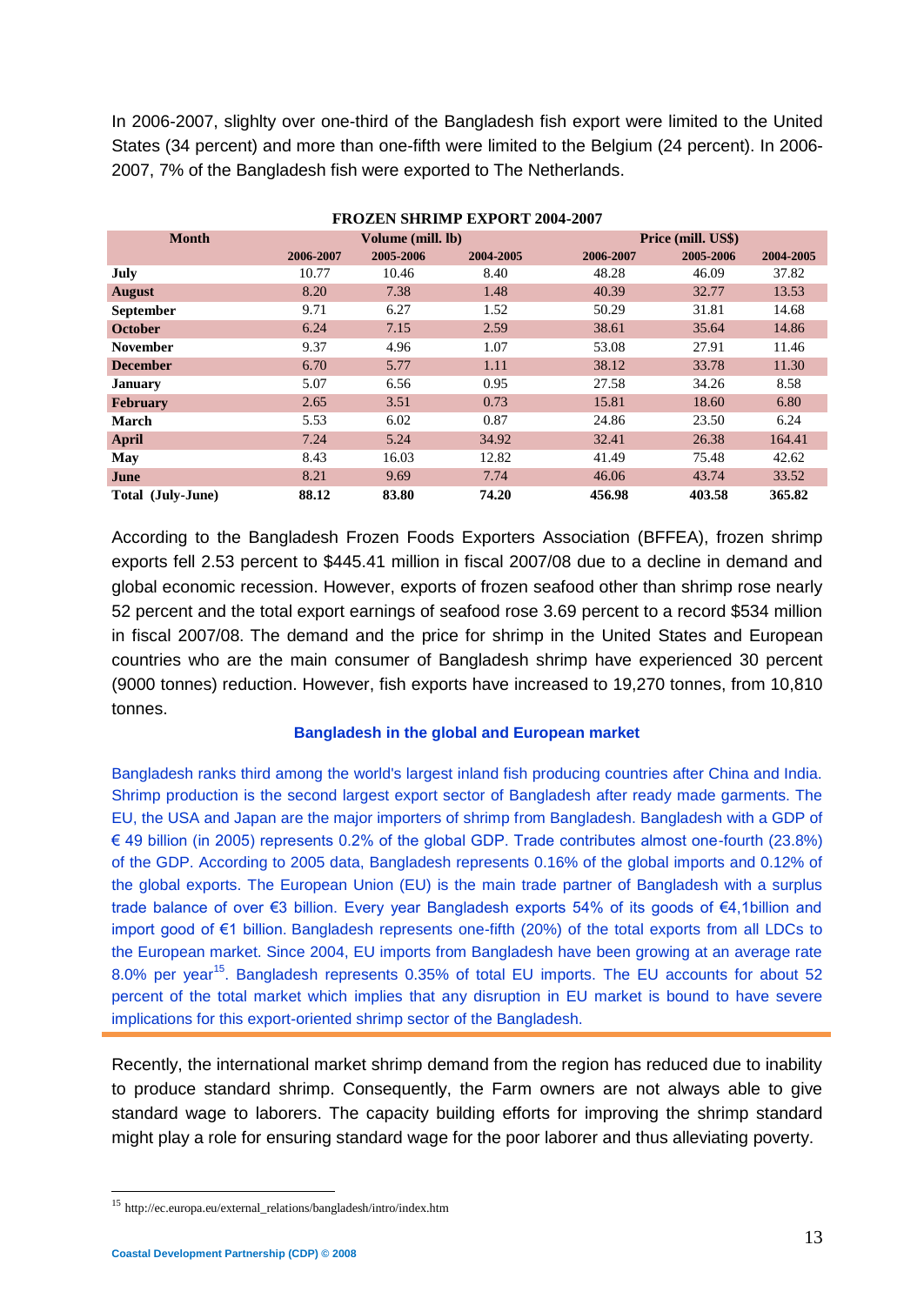In 2006-2007, slighlty over one-third of the Bangladesh fish export were limited to the United States (34 percent) and more than one-fifth were limited to the Belgium (24 percent). In 2006-2007, 7% of the Bangladesh fish were exported to The Netherlands.

**FROZEN SHRIMP EXPORT 2004-2007**

| Month | Volume (mill. lb) | | | Price (mill. US$) | | |
|---|---|---|---|---|---|---|
| | 2006-2007 | 2005-2006 | 2004-2005 | 2006-2007 | 2005-2006 | 2004-2005 |
| **July** | 10.77 | 10.46 | 8.40 | 48.28 | 46.09 | 37.82 |
| **August** | 8.20 | 7.38 | 1.48 | 40.39 | 32.77 | 13.53 |
| **September** | 9.71 | 6.27 | 1.52 | 50.29 | 31.81 | 14.68 |
| **October** | 6.24 | 7.15 | 2.59 | 38.61 | 35.64 | 14.86 |
| **November** | 9.37 | 4.96 | 1.07 | 53.08 | 27.91 | 11.46 |
| **December** | 6.70 | 5.77 | 1.11 | 38.12 | 33.78 | 11.30 |
| **January** | 5.07 | 6.56 | 0.95 | 27.58 | 34.26 | 8.58 |
| **February** | 2.65 | 3.51 | 0.73 | 15.81 | 18.60 | 6.80 |
| **March** | 5.53 | 6.02 | 0.87 | 24.86 | 23.50 | 6.24 |
| **April** | 7.24 | 5.24 | 34.92 | 32.41 | 26.38 | 164.41 |
| **May** | 8.43 | 16.03 | 12.82 | 41.49 | 75.48 | 42.62 |
| **June** | 8.21 | 9.69 | 7.74 | 46.06 | 43.74 | 33.52 |
| **Total (July-June)** | **88.12** | **83.80** | **74.20** | **456.98** | **403.58** | **365.82** |

According to the Bangladesh Frozen Foods Exporters Association (BFFEA), frozen shrimp exports fell 2.53 percent to $445.41 million in fiscal 2007/08 due to a decline in demand and global economic recession. However, exports of frozen seafood other than shrimp rose nearly 52 percent and the total export earnings of seafood rose 3.69 percent to a record $534 million in fiscal 2007/08. The demand and the price for shrimp in the United States and European countries who are the main consumer of Bangladesh shrimp have experienced 30 percent (9000 tonnes) reduction. However, fish exports have increased to 19,270 tonnes, from 10,810 tonnes.

**Bangladesh in the global and European market**

Bangladesh ranks third among the world's largest inland fish producing countries after China and India. Shrimp production is the second largest export sector of Bangladesh after ready made garments. The EU, the USA and Japan are the major importers of shrimp from Bangladesh. Bangladesh with a GDP of € 49 billion (in 2005) represents 0.2% of the global GDP. Trade contributes almost one-fourth (23.8%) of the GDP. According to 2005 data, Bangladesh represents 0.16% of the global imports and 0.12% of the global exports. The European Union (EU) is the main trade partner of Bangladesh with a surplus trade balance of over €3 billion. Every year Bangladesh exports 54% of its goods of €4,1billion and import good of €1 billion. Bangladesh represents one-fifth (20%) of the total exports from all LDCs to the European market. Since 2004, EU imports from Bangladesh have been growing at an average rate 8.0% per year[15]. Bangladesh represents 0.35% of total EU imports. The EU accounts for about 52 percent of the total market which implies that any disruption in EU market is bound to have severe implications for this export-oriented shrimp sector of the Bangladesh.

Recently, the international market shrimp demand from the region has reduced due to inability to produce standard shrimp. Consequently, the Farm owners are not always able to give standard wage to laborers. The capacity building efforts for improving the shrimp standard might play a role for ensuring standard wage for the poor laborer and thus alleviating poverty.

[15] http://ec.europa.eu/external_relations/bangladesh/intro/index.htm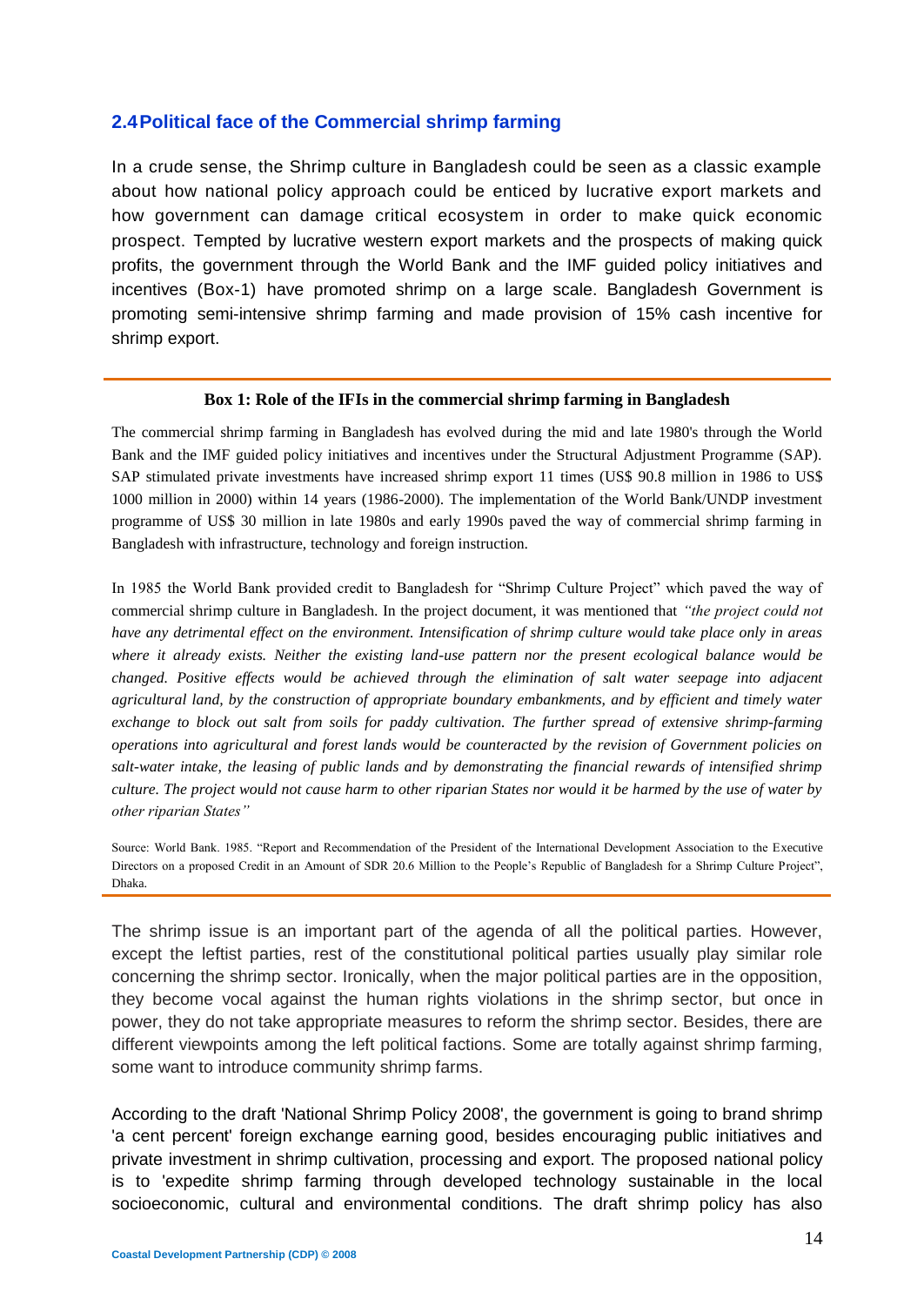## 2.4 Political face of the Commercial shrimp farming

In a crude sense, the Shrimp culture in Bangladesh could be seen as a classic example about how national policy approach could be enticed by lucrative export markets and how government can damage critical ecosystem in order to make quick economic prospect. Tempted by lucrative western export markets and the prospects of making quick profits, the government through the World Bank and the IMF guided policy initiatives and incentives (Box-1) have promoted shrimp on a large scale. Bangladesh Government is promoting semi-intensive shrimp farming and made provision of 15% cash incentive for shrimp export.

---

**Box 1: Role of the IFIs in the commercial shrimp farming in Bangladesh**

The commercial shrimp farming in Bangladesh has evolved during the mid and late 1980's through the World Bank and the IMF guided policy initiatives and incentives under the Structural Adjustment Programme (SAP). SAP stimulated private investments have increased shrimp export 11 times (US$ 90.8 million in 1986 to US$ 1000 million in 2000) within 14 years (1986-2000). The implementation of the World Bank/UNDP investment programme of US$ 30 million in late 1980s and early 1990s paved the way of commercial shrimp farming in Bangladesh with infrastructure, technology and foreign instruction.

In 1985 the World Bank provided credit to Bangladesh for "Shrimp Culture Project" which paved the way of commercial shrimp culture in Bangladesh. In the project document, it was mentioned that *"the project could not have any detrimental effect on the environment. Intensification of shrimp culture would take place only in areas where it already exists. Neither the existing land-use pattern nor the present ecological balance would be changed. Positive effects would be achieved through the elimination of salt water seepage into adjacent agricultural land, by the construction of appropriate boundary embankments, and by efficient and timely water exchange to block out salt from soils for paddy cultivation. The further spread of extensive shrimp-farming operations into agricultural and forest lands would be counteracted by the revision of Government policies on salt-water intake, the leasing of public lands and by demonstrating the financial rewards of intensified shrimp culture. The project would not cause harm to other riparian States nor would it be harmed by the use of water by other riparian States"*

Source: World Bank. 1985. "Report and Recommendation of the President of the International Development Association to the Executive Directors on a proposed Credit in an Amount of SDR 20.6 Million to the People's Republic of Bangladesh for a Shrimp Culture Project", Dhaka.

---

The shrimp issue is an important part of the agenda of all the political parties. However, except the leftist parties, rest of the constitutional political parties usually play similar role concerning the shrimp sector. Ironically, when the major political parties are in the opposition, they become vocal against the human rights violations in the shrimp sector, but once in power, they do not take appropriate measures to reform the shrimp sector. Besides, there are different viewpoints among the left political factions. Some are totally against shrimp farming, some want to introduce community shrimp farms.

According to the draft 'National Shrimp Policy 2008', the government is going to brand shrimp 'a cent percent' foreign exchange earning good, besides encouraging public initiatives and private investment in shrimp cultivation, processing and export. The proposed national policy is to 'expedite shrimp farming through developed technology sustainable in the local socioeconomic, cultural and environmental conditions. The draft shrimp policy has also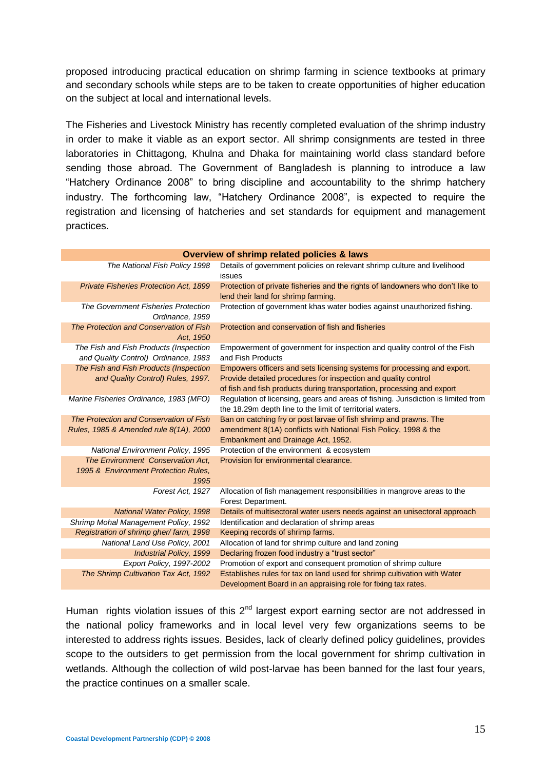proposed introducing practical education on shrimp farming in science textbooks at primary and secondary schools while steps are to be taken to create opportunities of higher education on the subject at local and international levels.

The Fisheries and Livestock Ministry has recently completed evaluation of the shrimp industry in order to make it viable as an export sector. All shrimp consignments are tested in three laboratories in Chittagong, Khulna and Dhaka for maintaining world class standard before sending those abroad. The Government of Bangladesh is planning to introduce a law "Hatchery Ordinance 2008" to bring discipline and accountability to the shrimp hatchery industry. The forthcoming law, "Hatchery Ordinance 2008", is expected to require the registration and licensing of hatcheries and set standards for equipment and management practices.

| **Overview of shrimp related policies & laws** | |
|---|---|
| *The National Fish Policy 1998* | Details of government policies on relevant shrimp culture and livelihood issues |
| *Private Fisheries Protection Act, 1899* | Protection of private fisheries and the rights of landowners who don't like to lend their land for shrimp farming. |
| *The Government Fisheries Protection Ordinance, 1959* | Protection of government khas water bodies against unauthorized fishing. |
| *The Protection and Conservation of Fish Act, 1950* | Protection and conservation of fish and fisheries |
| *The Fish and Fish Products (Inspection and Quality Control) Ordinance, 1983* | Empowerment of government for inspection and quality control of the Fish and Fish Products |
| *The Fish and Fish Products (Inspection and Quality Control) Rules, 1997.* | Empowers officers and sets licensing systems for processing and export. Provide detailed procedures for inspection and quality control of fish and fish products during transportation, processing and export |
| *Marine Fisheries Ordinance, 1983 (MFO)* | Regulation of licensing, gears and areas of fishing. Jurisdiction is limited from the 18.29m depth line to the limit of territorial waters. |
| *The Protection and Conservation of Fish Rules, 1985 & Amended rule 8(1A), 2000* | Ban on catching fry or post larvae of fish shrimp and prawns. The amendment 8(1A) conflicts with National Fish Policy, 1998 & the Embankment and Drainage Act, 1952. |
| *National Environment Policy, 1995* | Protection of the environment & ecosystem |
| *The Environment Conservation Act, 1995 & Environment Protection Rules, 1995* | Provision for environmental clearance. |
| *Forest Act, 1927* | Allocation of fish management responsibilities in mangrove areas to the Forest Department. |
| *National Water Policy, 1998* | Details of multisectoral water users needs against an unisectoral approach |
| *Shrimp Mohal Management Policy, 1992* | Identification and declaration of shrimp areas |
| *Registration of shrimp gher/ farm, 1998* | Keeping records of shrimp farms. |
| *National Land Use Policy, 2001* | Allocation of land for shrimp culture and land zoning |
| *Industrial Policy, 1999* | Declaring frozen food industry a "trust sector" |
| *Export Policy, 1997-2002* | Promotion of export and consequent promotion of shrimp culture |
| *The Shrimp Cultivation Tax Act, 1992* | Establishes rules for tax on land used for shrimp cultivation with Water Development Board in an appraising role for fixing tax rates. |

Human rights violation issues of this 2nd largest export earning sector are not addressed in the national policy frameworks and in local level very few organizations seems to be interested to address rights issues. Besides, lack of clearly defined policy guidelines, provides scope to the outsiders to get permission from the local government for shrimp cultivation in wetlands. Although the collection of wild post-larvae has been banned for the last four years, the practice continues on a smaller scale.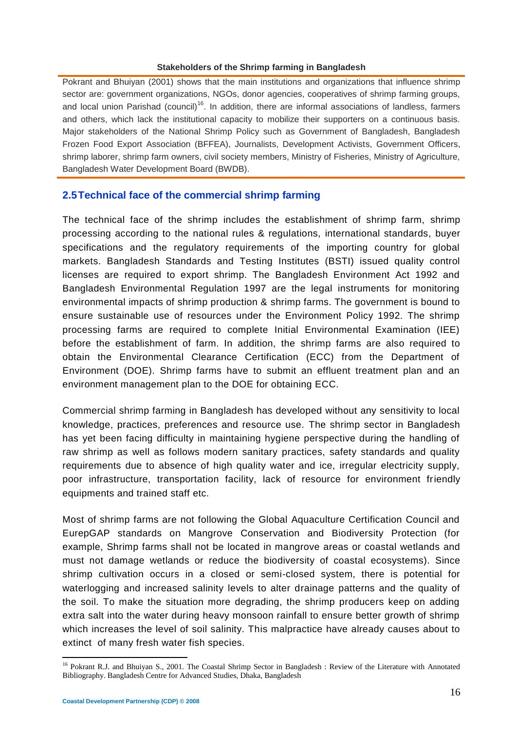**Stakeholders of the Shrimp farming in Bangladesh**

Pokrant and Bhuiyan (2001) shows that the main institutions and organizations that influence shrimp sector are: government organizations, NGOs, donor agencies, cooperatives of shrimp farming groups, and local union Parishad (council)[16]. In addition, there are informal associations of landless, farmers and others, which lack the institutional capacity to mobilize their supporters on a continuous basis. Major stakeholders of the National Shrimp Policy such as Government of Bangladesh, Bangladesh Frozen Food Export Association (BFFEA), Journalists, Development Activists, Government Officers, shrimp laborer, shrimp farm owners, civil society members, Ministry of Fisheries, Ministry of Agriculture, Bangladesh Water Development Board (BWDB).

## 2.5 Technical face of the commercial shrimp farming

The technical face of the shrimp includes the establishment of shrimp farm, shrimp processing according to the national rules & regulations, international standards, buyer specifications and the regulatory requirements of the importing country for global markets. Bangladesh Standards and Testing Institutes (BSTI) issued quality control licenses are required to export shrimp. The Bangladesh Environment Act 1992 and Bangladesh Environmental Regulation 1997 are the legal instruments for monitoring environmental impacts of shrimp production & shrimp farms. The government is bound to ensure sustainable use of resources under the Environment Policy 1992. The shrimp processing farms are required to complete Initial Environmental Examination (IEE) before the establishment of farm. In addition, the shrimp farms are also required to obtain the Environmental Clearance Certification (ECC) from the Department of Environment (DOE). Shrimp farms have to submit an effluent treatment plan and an environment management plan to the DOE for obtaining ECC.

Commercial shrimp farming in Bangladesh has developed without any sensitivity to local knowledge, practices, preferences and resource use. The shrimp sector in Bangladesh has yet been facing difficulty in maintaining hygiene perspective during the handling of raw shrimp as well as follows modern sanitary practices, safety standards and quality requirements due to absence of high quality water and ice, irregular electricity supply, poor infrastructure, transportation facility, lack of resource for environment friendly equipments and trained staff etc.

Most of shrimp farms are not following the Global Aquaculture Certification Council and EurepGAP standards on Mangrove Conservation and Biodiversity Protection (for example, Shrimp farms shall not be located in mangrove areas or coastal wetlands and must not damage wetlands or reduce the biodiversity of coastal ecosystems). Since shrimp cultivation occurs in a closed or semi-closed system, there is potential for waterlogging and increased salinity levels to alter drainage patterns and the quality of the soil. To make the situation more degrading, the shrimp producers keep on adding extra salt into the water during heavy monsoon rainfall to ensure better growth of shrimp which increases the level of soil salinity. This malpractice have already causes about to extinct of many fresh water fish species.

---

[16] Pokrant R.J. and Bhuiyan S., 2001. The Coastal Shrimp Sector in Bangladesh : Review of the Literature with Annotated Bibliography. Bangladesh Centre for Advanced Studies, Dhaka, Bangladesh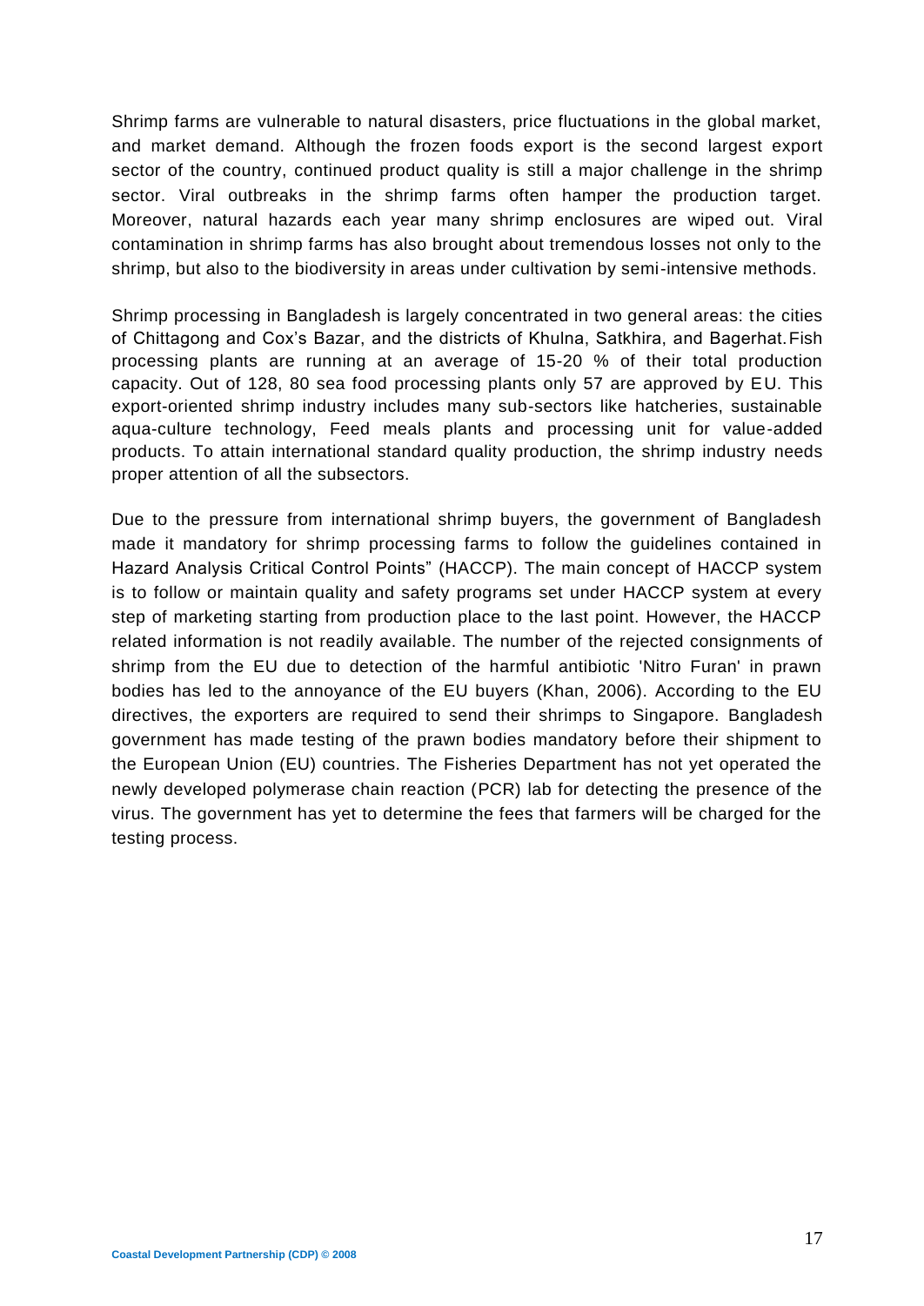Shrimp farms are vulnerable to natural disasters, price fluctuations in the global market, and market demand. Although the frozen foods export is the second largest export sector of the country, continued product quality is still a major challenge in the shrimp sector. Viral outbreaks in the shrimp farms often hamper the production target. Moreover, natural hazards each year many shrimp enclosures are wiped out. Viral contamination in shrimp farms has also brought about tremendous losses not only to the shrimp, but also to the biodiversity in areas under cultivation by semi-intensive methods.

Shrimp processing in Bangladesh is largely concentrated in two general areas: the cities of Chittagong and Cox's Bazar, and the districts of Khulna, Satkhira, and Bagerhat. Fish processing plants are running at an average of 15-20 % of their total production capacity. Out of 128, 80 sea food processing plants only 57 are approved by EU. This export-oriented shrimp industry includes many sub-sectors like hatcheries, sustainable aqua-culture technology, Feed meals plants and processing unit for value-added products. To attain international standard quality production, the shrimp industry needs proper attention of all the subsectors.

Due to the pressure from international shrimp buyers, the government of Bangladesh made it mandatory for shrimp processing farms to follow the guidelines contained in Hazard Analysis Critical Control Points" (HACCP). The main concept of HACCP system is to follow or maintain quality and safety programs set under HACCP system at every step of marketing starting from production place to the last point. However, the HACCP related information is not readily available. The number of the rejected consignments of shrimp from the EU due to detection of the harmful antibiotic 'Nitro Furan' in prawn bodies has led to the annoyance of the EU buyers (Khan, 2006). According to the EU directives, the exporters are required to send their shrimps to Singapore. Bangladesh government has made testing of the prawn bodies mandatory before their shipment to the European Union (EU) countries. The Fisheries Department has not yet operated the newly developed polymerase chain reaction (PCR) lab for detecting the presence of the virus. The government has yet to determine the fees that farmers will be charged for the testing process.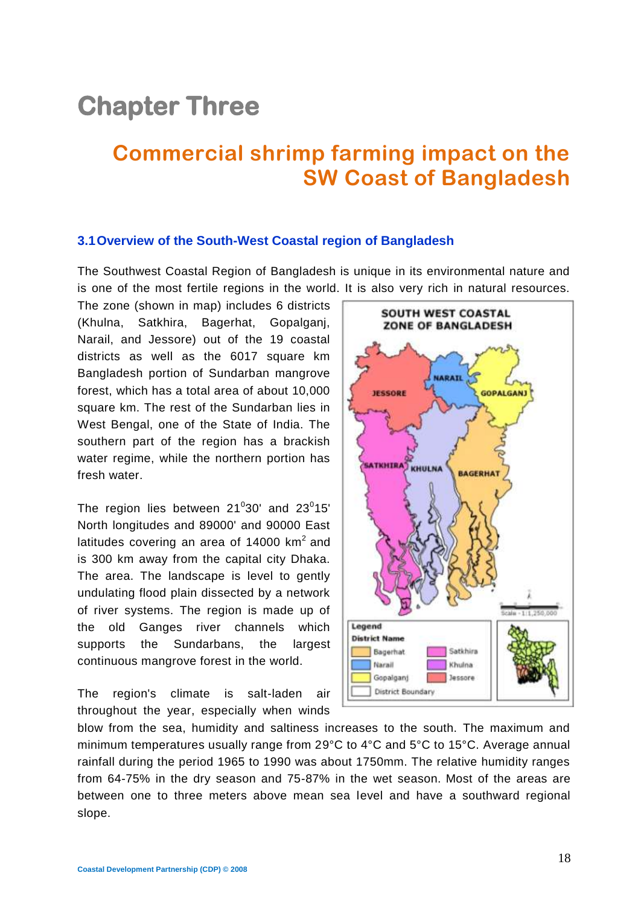# Chapter Three

## Commercial shrimp farming impact on the SW Coast of Bangladesh

### 3.1 Overview of the South-West Coastal region of Bangladesh

The Southwest Coastal Region of Bangladesh is unique in its environmental nature and is one of the most fertile regions in the world. It is also very rich in natural resources. The zone (shown in map) includes 6 districts (Khulna, Satkhira, Bagerhat, Gopalganj, Narail, and Jessore) out of the 19 coastal districts as well as the 6017 square km Bangladesh portion of Sundarban mangrove forest, which has a total area of about 10,000 square km. The rest of the Sundarban lies in West Bengal, one of the State of India. The southern part of the region has a brackish water regime, while the northern portion has fresh water.

The region lies between $21^0$30' and $23^0$15' North longitudes and 89000' and 90000 East latitudes covering an area of 14000 $km^2$ and is 300 km away from the capital city Dhaka. The area. The landscape is level to gently undulating flood plain dissected by a network of river systems. The region is made up of the old Ganges river channels which supports the Sundarbans, the largest continuous mangrove forest in the world.

The region's climate is salt-laden air throughout the year, especially when winds blow from the sea, humidity and saltiness increases to the south. The maximum and minimum temperatures usually range from 29°C to 4°C and 5°C to 15°C. Average annual rainfall during the period 1965 to 1990 was about 1750mm. The relative humidity ranges from 64-75% in the dry season and 75-87% in the wet season. Most of the areas are between one to three meters above mean sea level and have a southward regional slope.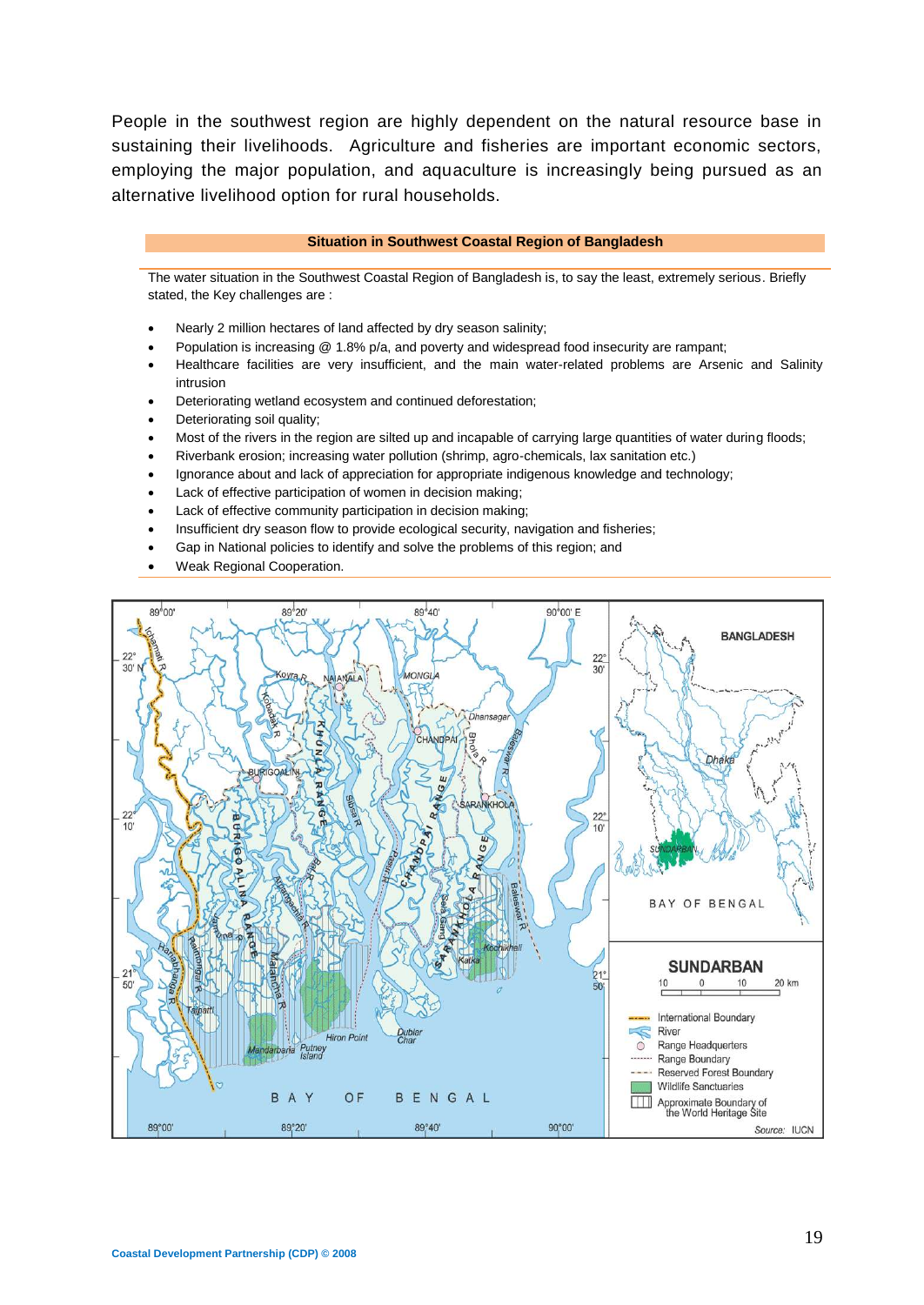People in the southwest region are highly dependent on the natural resource base in sustaining their livelihoods. Agriculture and fisheries are important economic sectors, employing the major population, and aquaculture is increasingly being pursued as an alternative livelihood option for rural households.

**Situation in Southwest Coastal Region of Bangladesh**

The water situation in the Southwest Coastal Region of Bangladesh is, to say the least, extremely serious. Briefly stated, the Key challenges are :

- Nearly 2 million hectares of land affected by dry season salinity;
- Population is increasing @ 1.8% p/a, and poverty and widespread food insecurity are rampant;
- Healthcare facilities are very insufficient, and the main water-related problems are Arsenic and Salinity intrusion
- Deteriorating wetland ecosystem and continued deforestation;
- Deteriorating soil quality;
- Most of the rivers in the region are silted up and incapable of carrying large quantities of water during floods;
- Riverbank erosion; increasing water pollution (shrimp, agro-chemicals, lax sanitation etc.)
- Ignorance about and lack of appreciation for appropriate indigenous knowledge and technology;
- Lack of effective participation of women in decision making;
- Lack of effective community participation in decision making;
- Insufficient dry season flow to provide ecological security, navigation and fisheries;
- Gap in National policies to identify and solve the problems of this region; and
- Weak Regional Cooperation.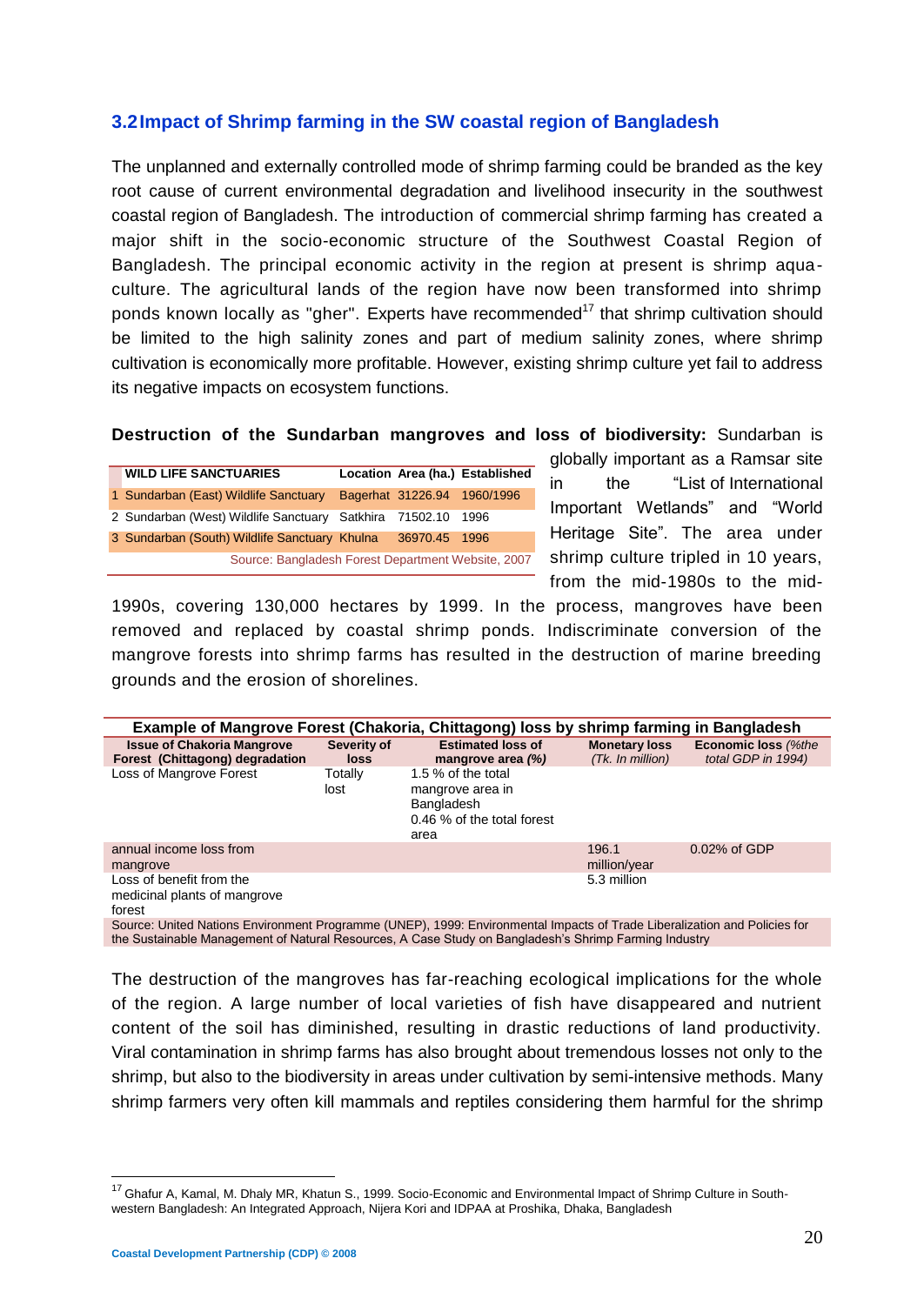## 3.2 Impact of Shrimp farming in the SW coastal region of Bangladesh

The unplanned and externally controlled mode of shrimp farming could be branded as the key root cause of current environmental degradation and livelihood insecurity in the southwest coastal region of Bangladesh. The introduction of commercial shrimp farming has created a major shift in the socio-economic structure of the Southwest Coastal Region of Bangladesh. The principal economic activity in the region at present is shrimp aqua-culture. The agricultural lands of the region have now been transformed into shrimp ponds known locally as "gher". Experts have recommended[17] that shrimp cultivation should be limited to the high salinity zones and part of medium salinity zones, where shrimp cultivation is economically more profitable. However, existing shrimp culture yet fail to address its negative impacts on ecosystem functions.

**Destruction of the Sundarban mangroves and loss of biodiversity:** Sundarban is globally important as a Ramsar site in the "List of International Important Wetlands" and "World Heritage Site". The area under shrimp culture tripled in 10 years, from the mid-1980s to the mid-1990s, covering 130,000 hectares by 1999. In the process, mangroves have been removed and replaced by coastal shrimp ponds. Indiscriminate conversion of the mangrove forests into shrimp farms has resulted in the destruction of marine breeding grounds and the erosion of shorelines.

| | WILD LIFE SANCTUARIES | Location | Area (ha.) | Established |
|---|---|---|---|---|
| 1 | Sundarban (East) Wildlife Sanctuary | Bagerhat | 31226.94 | 1960/1996 |
| 2 | Sundarban (West) Wildlife Sanctuary | Satkhira | 71502.10 | 1996 |
| 3 | Sundarban (South) Wildlife Sanctuary | Khulna | 36970.45 | 1996 |

Source: Bangladesh Forest Department Website, 2007

**Example of Mangrove Forest (Chakoria, Chittagong) loss by shrimp farming in Bangladesh**

| Issue of Chakoria Mangrove Forest (Chittagong) degradation | Severity of loss | Estimated loss of mangrove area *(%)* | Monetary loss *(Tk. In million)* | Economic loss *(%the total GDP in 1994)* |
|---|---|---|---|---|
| Loss of Mangrove Forest | Totally lost | 1.5 % of the total mangrove area in Bangladesh<br>0.46 % of the total forest area | | |
| annual income loss from mangrove | | | 196.1 million/year | 0.02% of GDP |
| Loss of benefit from the medicinal plants of mangrove forest | | | 5.3 million | |

Source: United Nations Environment Programme (UNEP), 1999: Environmental Impacts of Trade Liberalization and Policies for the Sustainable Management of Natural Resources, A Case Study on Bangladesh's Shrimp Farming Industry

The destruction of the mangroves has far-reaching ecological implications for the whole of the region. A large number of local varieties of fish have disappeared and nutrient content of the soil has diminished, resulting in drastic reductions of land productivity. Viral contamination in shrimp farms has also brought about tremendous losses not only to the shrimp, but also to the biodiversity in areas under cultivation by semi-intensive methods. Many shrimp farmers very often kill mammals and reptiles considering them harmful for the shrimp

---

[17] Ghafur A, Kamal, M. Dhaly MR, Khatun S., 1999. Socio-Economic and Environmental Impact of Shrimp Culture in South-western Bangladesh: An Integrated Approach, Nijera Kori and IDPAA at Proshika, Dhaka, Bangladesh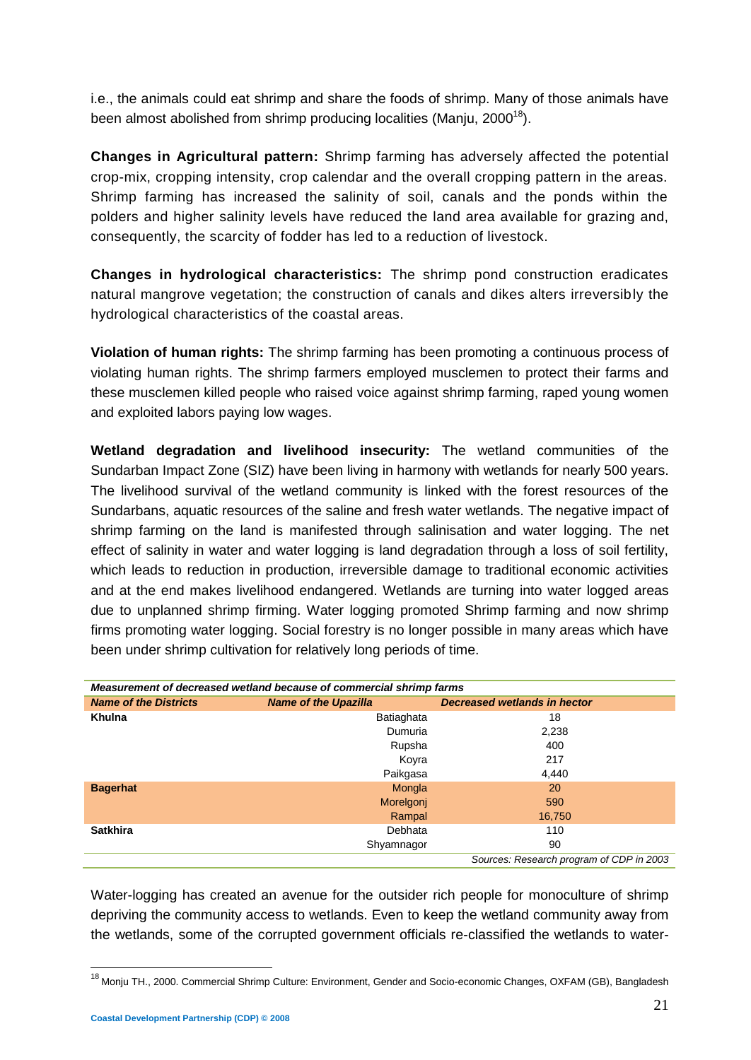i.e., the animals could eat shrimp and share the foods of shrimp. Many of those animals have been almost abolished from shrimp producing localities (Manju, 2000[18]).

**Changes in Agricultural pattern:** Shrimp farming has adversely affected the potential crop-mix, cropping intensity, crop calendar and the overall cropping pattern in the areas. Shrimp farming has increased the salinity of soil, canals and the ponds within the polders and higher salinity levels have reduced the land area available for grazing and, consequently, the scarcity of fodder has led to a reduction of livestock.

**Changes in hydrological characteristics:** The shrimp pond construction eradicates natural mangrove vegetation; the construction of canals and dikes alters irreversibly the hydrological characteristics of the coastal areas.

**Violation of human rights:** The shrimp farming has been promoting a continuous process of violating human rights. The shrimp farmers employed musclemen to protect their farms and these musclemen killed people who raised voice against shrimp farming, raped young women and exploited labors paying low wages.

**Wetland degradation and livelihood insecurity:** The wetland communities of the Sundarban Impact Zone (SIZ) have been living in harmony with wetlands for nearly 500 years. The livelihood survival of the wetland community is linked with the forest resources of the Sundarbans, aquatic resources of the saline and fresh water wetlands. The negative impact of shrimp farming on the land is manifested through salinisation and water logging. The net effect of salinity in water and water logging is land degradation through a loss of soil fertility, which leads to reduction in production, irreversible damage to traditional economic activities and at the end makes livelihood endangered. Wetlands are turning into water logged areas due to unplanned shrimp firming. Water logging promoted Shrimp farming and now shrimp firms promoting water logging. Social forestry is no longer possible in many areas which have been under shrimp cultivation for relatively long periods of time.

***Measurement of decreased wetland because of commercial shrimp farms***

| *Name of the Districts* | *Name of the Upazilla* | *Decreased wetlands in hector* |
|---|---|---|
| **Khulna** | Batiaghata | 18 |
| | Dumuria | 2,238 |
| | Rupsha | 400 |
| | Koyra | 217 |
| | Paikgasa | 4,440 |
| **Bagerhat** | Mongla | 20 |
| | Morelgonj | 590 |
| | Rampal | 16,750 |
| **Satkhira** | Debhata | 110 |
| | Shyamnagor | 90 |

*Sources: Research program of CDP in 2003*

Water-logging has created an avenue for the outsider rich people for monoculture of shrimp depriving the community access to wetlands. Even to keep the wetland community away from the wetlands, some of the corrupted government officials re-classified the wetlands to water-

[18] Monju TH., 2000. Commercial Shrimp Culture: Environment, Gender and Socio-economic Changes, OXFAM (GB), Bangladesh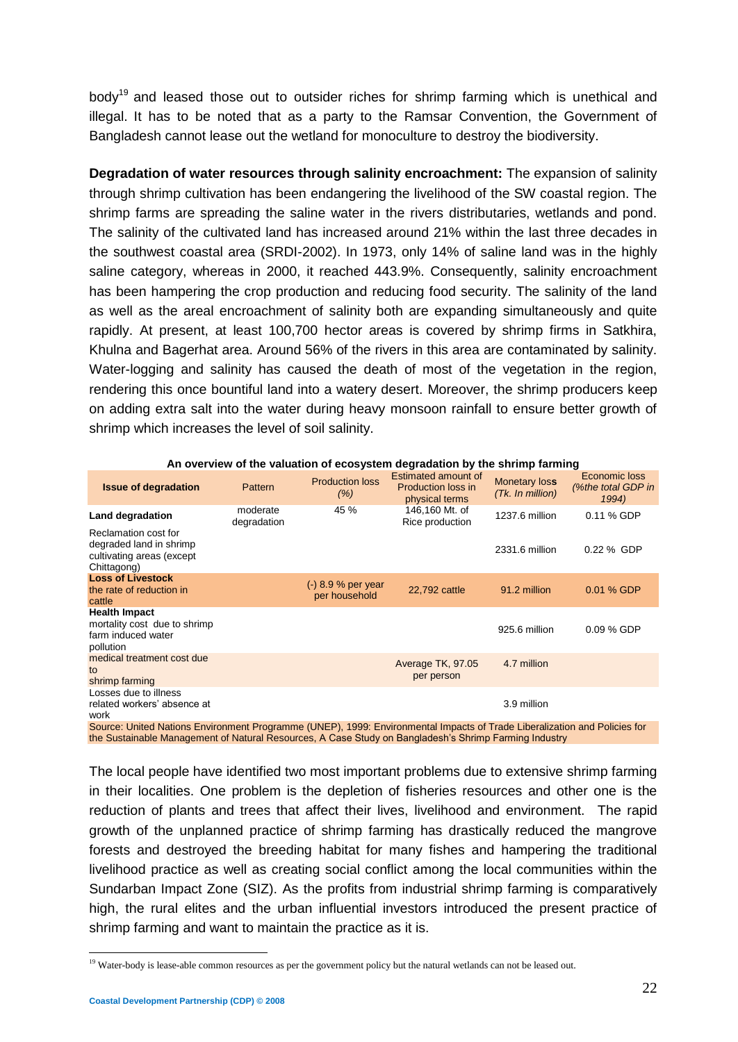body[19] and leased those out to outsider riches for shrimp farming which is unethical and illegal. It has to be noted that as a party to the Ramsar Convention, the Government of Bangladesh cannot lease out the wetland for monoculture to destroy the biodiversity.

**Degradation of water resources through salinity encroachment:** The expansion of salinity through shrimp cultivation has been endangering the livelihood of the SW coastal region. The shrimp farms are spreading the saline water in the rivers distributaries, wetlands and pond. The salinity of the cultivated land has increased around 21% within the last three decades in the southwest coastal area (SRDI-2002). In 1973, only 14% of saline land was in the highly saline category, whereas in 2000, it reached 443.9%. Consequently, salinity encroachment has been hampering the crop production and reducing food security. The salinity of the land as well as the areal encroachment of salinity both are expanding simultaneously and quite rapidly. At present, at least 100,700 hector areas is covered by shrimp firms in Satkhira, Khulna and Bagerhat area. Around 56% of the rivers in this area are contaminated by salinity. Water-logging and salinity has caused the death of most of the vegetation in the region, rendering this once bountiful land into a watery desert. Moreover, the shrimp producers keep on adding extra salt into the water during heavy monsoon rainfall to ensure better growth of shrimp which increases the level of soil salinity.

**An overview of the valuation of ecosystem degradation by the shrimp farming**

| Issue of degradation | Pattern | Production loss *(%)* | Estimated amount of Production loss in physical terms | Monetary loss *(Tk. In million)* | Economic loss *(%the total GDP in 1994)* |
|---|---|---|---|---|---|
| **Land degradation** | moderate degradation | 45 % | 146,160 Mt. of Rice production | 1237.6 million | 0.11 % GDP |
| Reclamation cost for degraded land in shrimp cultivating areas (except Chittagong) | | | | 2331.6 million | 0.22 % GDP |
| **Loss of Livestock** the rate of reduction in cattle | | (-) 8.9 % per year per household | 22,792 cattle | 91.2 million | 0.01 % GDP |
| **Health Impact** mortality cost due to shrimp farm induced water pollution | | | | 925.6 million | 0.09 % GDP |
| medical treatment cost due to shrimp farming | | | Average TK, 97.05 per person | 4.7 million | |
| Losses due to illness related workers' absence at work | | | | 3.9 million | |

Source: United Nations Environment Programme (UNEP), 1999: Environmental Impacts of Trade Liberalization and Policies for the Sustainable Management of Natural Resources, A Case Study on Bangladesh's Shrimp Farming Industry

The local people have identified two most important problems due to extensive shrimp farming in their localities. One problem is the depletion of fisheries resources and other one is the reduction of plants and trees that affect their lives, livelihood and environment. The rapid growth of the unplanned practice of shrimp farming has drastically reduced the mangrove forests and destroyed the breeding habitat for many fishes and hampering the traditional livelihood practice as well as creating social conflict among the local communities within the Sundarban Impact Zone (SIZ). As the profits from industrial shrimp farming is comparatively high, the rural elites and the urban influential investors introduced the present practice of shrimp farming and want to maintain the practice as it is.

[19] Water-body is lease-able common resources as per the government policy but the natural wetlands can not be leased out.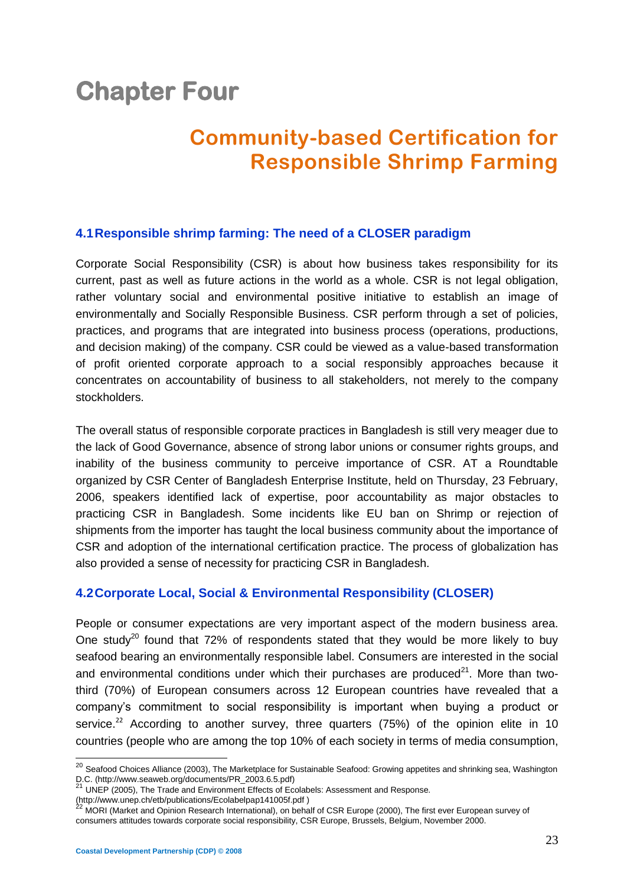# Chapter Four

## Community-based Certification for Responsible Shrimp Farming

### 4.1 Responsible shrimp farming: The need of a CLOSER paradigm

Corporate Social Responsibility (CSR) is about how business takes responsibility for its current, past as well as future actions in the world as a whole. CSR is not legal obligation, rather voluntary social and environmental positive initiative to establish an image of environmentally and Socially Responsible Business. CSR perform through a set of policies, practices, and programs that are integrated into business process (operations, productions, and decision making) of the company. CSR could be viewed as a value-based transformation of profit oriented corporate approach to a social responsibly approaches because it concentrates on accountability of business to all stakeholders, not merely to the company stockholders.

The overall status of responsible corporate practices in Bangladesh is still very meager due to the lack of Good Governance, absence of strong labor unions or consumer rights groups, and inability of the business community to perceive importance of CSR. AT a Roundtable organized by CSR Center of Bangladesh Enterprise Institute, held on Thursday, 23 February, 2006, speakers identified lack of expertise, poor accountability as major obstacles to practicing CSR in Bangladesh. Some incidents like EU ban on Shrimp or rejection of shipments from the importer has taught the local business community about the importance of CSR and adoption of the international certification practice. The process of globalization has also provided a sense of necessity for practicing CSR in Bangladesh.

### 4.2 Corporate Local, Social & Environmental Responsibility (CLOSER)

People or consumer expectations are very important aspect of the modern business area. One study[20] found that 72% of respondents stated that they would be more likely to buy seafood bearing an environmentally responsible label. Consumers are interested in the social and environmental conditions under which their purchases are produced[21]. More than two-third (70%) of European consumers across 12 European countries have revealed that a company's commitment to social responsibility is important when buying a product or service.[22] According to another survey, three quarters (75%) of the opinion elite in 10 countries (people who are among the top 10% of each society in terms of media consumption,

---

[20] Seafood Choices Alliance (2003), The Marketplace for Sustainable Seafood: Growing appetites and shrinking sea, Washington D.C. (http://www.seaweb.org/documents/PR_2003.6.5.pdf)

[21] UNEP (2005), The Trade and Environment Effects of Ecolabels: Assessment and Response. (http://www.unep.ch/etb/publications/Ecolabelpap141005f.pdf )

[22] MORI (Market and Opinion Research International), on behalf of CSR Europe (2000), The first ever European survey of consumers attitudes towards corporate social responsibility, CSR Europe, Brussels, Belgium, November 2000.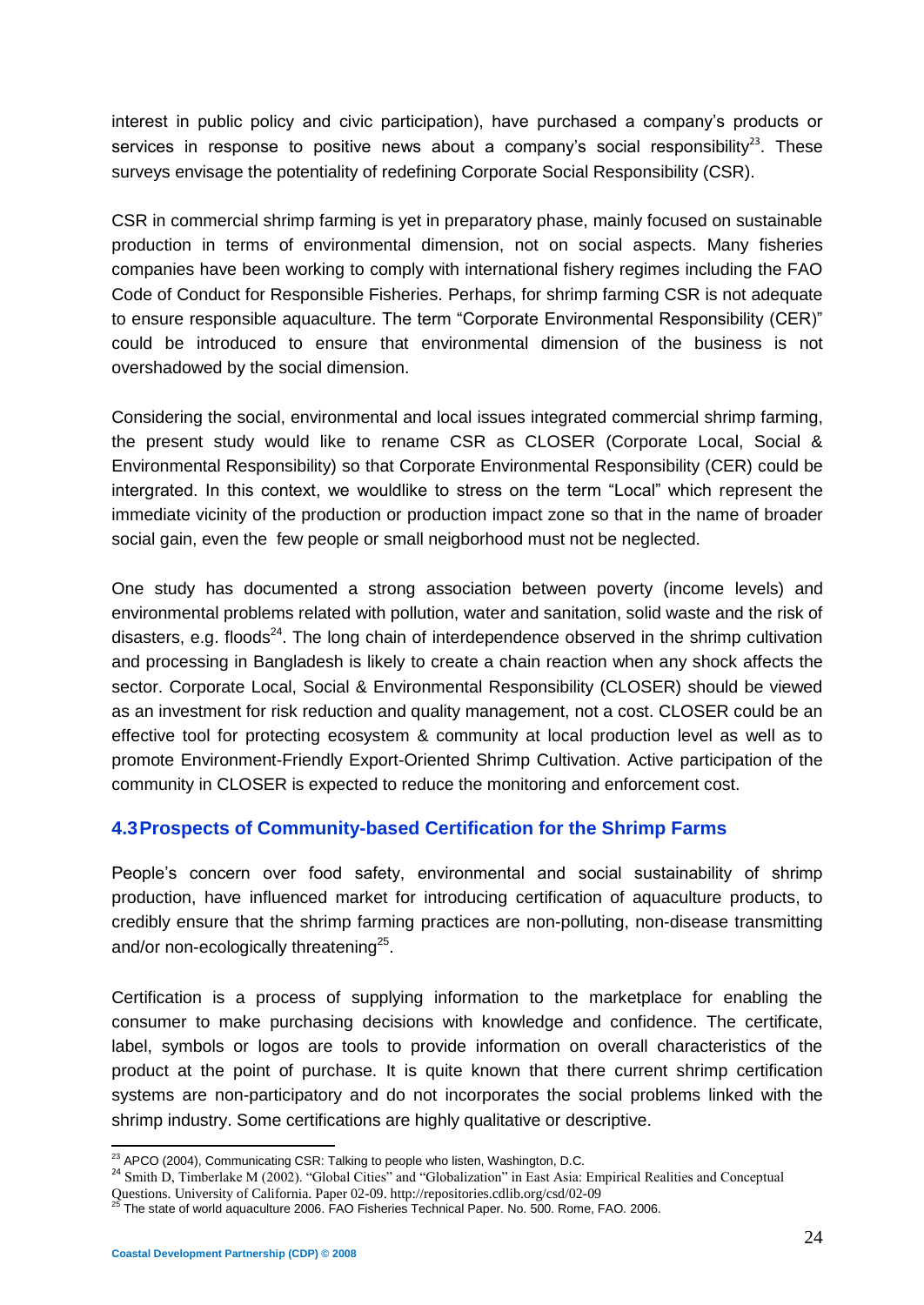interest in public policy and civic participation), have purchased a company's products or services in response to positive news about a company's social responsibility[23]. These surveys envisage the potentiality of redefining Corporate Social Responsibility (CSR).

CSR in commercial shrimp farming is yet in preparatory phase, mainly focused on sustainable production in terms of environmental dimension, not on social aspects. Many fisheries companies have been working to comply with international fishery regimes including the FAO Code of Conduct for Responsible Fisheries. Perhaps, for shrimp farming CSR is not adequate to ensure responsible aquaculture. The term "Corporate Environmental Responsibility (CER)" could be introduced to ensure that environmental dimension of the business is not overshadowed by the social dimension.

Considering the social, environmental and local issues integrated commercial shrimp farming, the present study would like to rename CSR as CLOSER (Corporate Local, Social & Environmental Responsibility) so that Corporate Environmental Responsibility (CER) could be intergrated. In this context, we wouldlike to stress on the term "Local" which represent the immediate vicinity of the production or production impact zone so that in the name of broader social gain, even the few people or small neigborhood must not be neglected.

One study has documented a strong association between poverty (income levels) and environmental problems related with pollution, water and sanitation, solid waste and the risk of disasters, e.g. floods[24]. The long chain of interdependence observed in the shrimp cultivation and processing in Bangladesh is likely to create a chain reaction when any shock affects the sector. Corporate Local, Social & Environmental Responsibility (CLOSER) should be viewed as an investment for risk reduction and quality management, not a cost. CLOSER could be an effective tool for protecting ecosystem & community at local production level as well as to promote Environment-Friendly Export-Oriented Shrimp Cultivation. Active participation of the community in CLOSER is expected to reduce the monitoring and enforcement cost.

### 4.3 Prospects of Community-based Certification for the Shrimp Farms

People's concern over food safety, environmental and social sustainability of shrimp production, have influenced market for introducing certification of aquaculture products, to credibly ensure that the shrimp farming practices are non-polluting, non-disease transmitting and/or non-ecologically threatening[25].

Certification is a process of supplying information to the marketplace for enabling the consumer to make purchasing decisions with knowledge and confidence. The certificate, label, symbols or logos are tools to provide information on overall characteristics of the product at the point of purchase. It is quite known that there current shrimp certification systems are non-participatory and do not incorporates the social problems linked with the shrimp industry. Some certifications are highly qualitative or descriptive.

---

[23] APCO (2004), Communicating CSR: Talking to people who listen, Washington, D.C.

[24] Smith D, Timberlake M (2002). "Global Cities" and "Globalization" in East Asia: Empirical Realities and Conceptual Questions. University of California. Paper 02-09. http://repositories.cdlib.org/csd/02-09

[25] The state of world aquaculture 2006. FAO Fisheries Technical Paper. No. 500. Rome, FAO. 2006.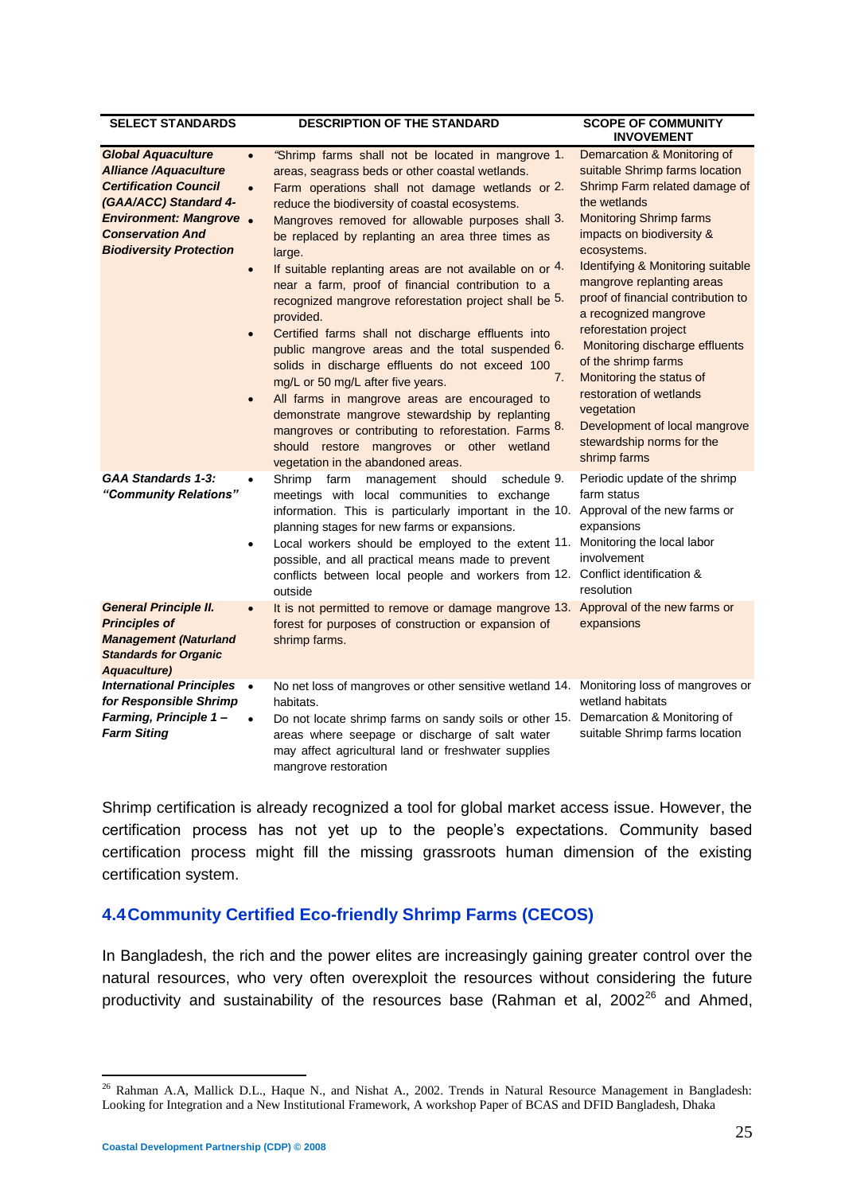| SELECT STANDARDS | DESCRIPTION OF THE STANDARD | SCOPE OF COMMUNITY INVOVEMENT |
|---|---|---|
| ***Global Aquaculture Alliance /Aquaculture Certification Council (GAA/ACC) Standard 4- Environment: Mangrove Conservation And Biodiversity Protection*** | • "Shrimp farms shall not be located in mangrove areas, seagrass beds or other coastal wetlands.<br>• Farm operations shall not damage wetlands or reduce the biodiversity of coastal ecosystems.<br>• Mangroves removed for allowable purposes shall be replaced by replanting an area three times as large.<br>• If suitable replanting areas are not available on or near a farm, proof of financial contribution to a recognized mangrove reforestation project shall be provided.<br>• Certified farms shall not discharge effluents into public mangrove areas and the total suspended solids in discharge effluents do not exceed 100 mg/L or 50 mg/L after five years.<br>• All farms in mangrove areas are encouraged to demonstrate mangrove stewardship by replanting mangroves or contributing to reforestation. Farms should restore mangroves or other wetland vegetation in the abandoned areas. | 1. Demarcation & Monitoring of suitable Shrimp farms location<br>2. Shrimp Farm related damage of the wetlands<br>3. Monitoring Shrimp farms impacts on biodiversity & ecosystems.<br>4. Identifying & Monitoring suitable mangrove replanting areas<br>5. proof of financial contribution to a recognized mangrove reforestation project<br>6. Monitoring discharge effluents of the shrimp farms<br>7. Monitoring the status of restoration of wetlands vegetation<br>8. Development of local mangrove stewardship norms for the shrimp farms |
| ***GAA Standards 1-3: "Community Relations"*** | • Shrimp farm management should schedule meetings with local communities to exchange information. This is particularly important in the planning stages for new farms or expansions.<br>• Local workers should be employed to the extent possible, and all practical means made to prevent conflicts between local people and workers from outside | 9. Periodic update of the shrimp farm status<br>10. Approval of the new farms or expansions<br>11. Monitoring the local labor involvement<br>12. Conflict identification & resolution |
| ***General Principle II. Principles of Management (Naturland Standards for Organic Aquaculture)*** | • It is not permitted to remove or damage mangrove forest for purposes of construction or expansion of shrimp farms. | 13. Approval of the new farms or expansions |
| ***International Principles for Responsible Shrimp Farming, Principle 1 – Farm Siting*** | • No net loss of mangroves or other sensitive wetland habitats.<br>• Do not locate shrimp farms on sandy soils or other areas where seepage or discharge of salt water may affect agricultural land or freshwater supplies mangrove restoration | 14. Monitoring loss of mangroves or wetland habitats<br>15. Demarcation & Monitoring of suitable Shrimp farms location |

Shrimp certification is already recognized a tool for global market access issue. However, the certification process has not yet up to the people's expectations. Community based certification process might fill the missing grassroots human dimension of the existing certification system.

## 4.4 Community Certified Eco-friendly Shrimp Farms (CECOS)

In Bangladesh, the rich and the power elites are increasingly gaining greater control over the natural resources, who very often overexploit the resources without considering the future productivity and sustainability of the resources base (Rahman et al, 2002[26] and Ahmed,

[26] Rahman A.A, Mallick D.L., Haque N., and Nishat A., 2002. Trends in Natural Resource Management in Bangladesh: Looking for Integration and a New Institutional Framework, A workshop Paper of BCAS and DFID Bangladesh, Dhaka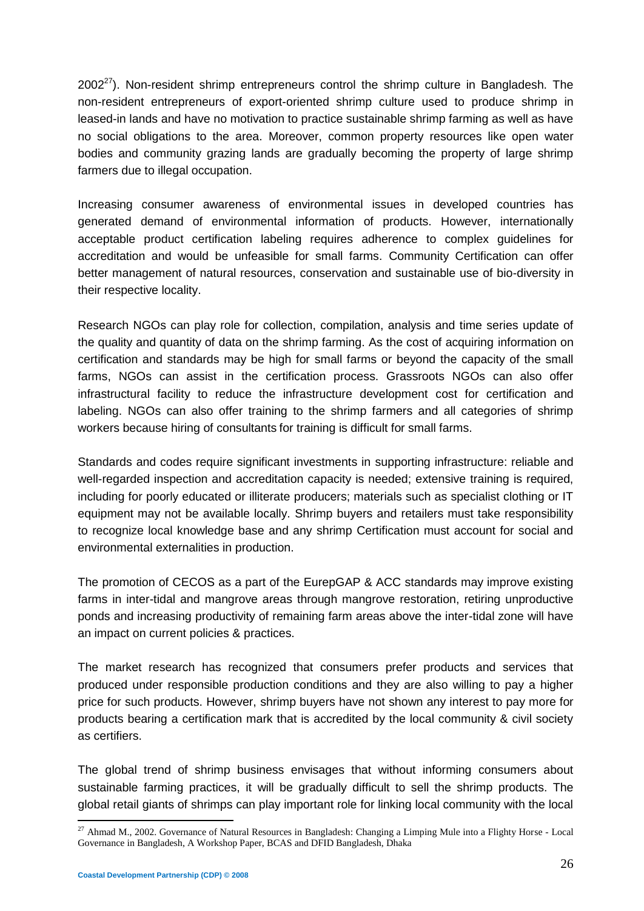2002[27]). Non-resident shrimp entrepreneurs control the shrimp culture in Bangladesh. The non-resident entrepreneurs of export-oriented shrimp culture used to produce shrimp in leased-in lands and have no motivation to practice sustainable shrimp farming as well as have no social obligations to the area. Moreover, common property resources like open water bodies and community grazing lands are gradually becoming the property of large shrimp farmers due to illegal occupation.

Increasing consumer awareness of environmental issues in developed countries has generated demand of environmental information of products. However, internationally acceptable product certification labeling requires adherence to complex guidelines for accreditation and would be unfeasible for small farms. Community Certification can offer better management of natural resources, conservation and sustainable use of bio-diversity in their respective locality.

Research NGOs can play role for collection, compilation, analysis and time series update of the quality and quantity of data on the shrimp farming. As the cost of acquiring information on certification and standards may be high for small farms or beyond the capacity of the small farms, NGOs can assist in the certification process. Grassroots NGOs can also offer infrastructural facility to reduce the infrastructure development cost for certification and labeling. NGOs can also offer training to the shrimp farmers and all categories of shrimp workers because hiring of consultants for training is difficult for small farms.

Standards and codes require significant investments in supporting infrastructure: reliable and well-regarded inspection and accreditation capacity is needed; extensive training is required, including for poorly educated or illiterate producers; materials such as specialist clothing or IT equipment may not be available locally. Shrimp buyers and retailers must take responsibility to recognize local knowledge base and any shrimp Certification must account for social and environmental externalities in production.

The promotion of CECOS as a part of the EurepGAP & ACC standards may improve existing farms in inter-tidal and mangrove areas through mangrove restoration, retiring unproductive ponds and increasing productivity of remaining farm areas above the inter-tidal zone will have an impact on current policies & practices.

The market research has recognized that consumers prefer products and services that produced under responsible production conditions and they are also willing to pay a higher price for such products. However, shrimp buyers have not shown any interest to pay more for products bearing a certification mark that is accredited by the local community & civil society as certifiers.

The global trend of shrimp business envisages that without informing consumers about sustainable farming practices, it will be gradually difficult to sell the shrimp products. The global retail giants of shrimps can play important role for linking local community with the local

[27] Ahmad M., 2002. Governance of Natural Resources in Bangladesh: Changing a Limping Mule into a Flighty Horse - Local Governance in Bangladesh, A Workshop Paper, BCAS and DFID Bangladesh, Dhaka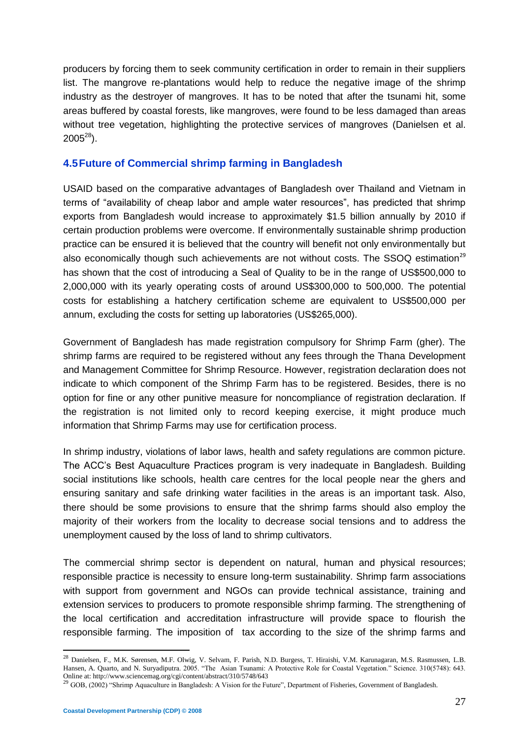producers by forcing them to seek community certification in order to remain in their suppliers list. The mangrove re-plantations would help to reduce the negative image of the shrimp industry as the destroyer of mangroves. It has to be noted that after the tsunami hit, some areas buffered by coastal forests, like mangroves, were found to be less damaged than areas without tree vegetation, highlighting the protective services of mangroves (Danielsen et al. 2005[28]).

## 4.5 Future of Commercial shrimp farming in Bangladesh

USAID based on the comparative advantages of Bangladesh over Thailand and Vietnam in terms of "availability of cheap labor and ample water resources", has predicted that shrimp exports from Bangladesh would increase to approximately $1.5 billion annually by 2010 if certain production problems were overcome. If environmentally sustainable shrimp production practice can be ensured it is believed that the country will benefit not only environmentally but also economically though such achievements are not without costs. The SSOQ estimation[29] has shown that the cost of introducing a Seal of Quality to be in the range of US$500,000 to 2,000,000 with its yearly operating costs of around US$300,000 to 500,000. The potential costs for establishing a hatchery certification scheme are equivalent to US$500,000 per annum, excluding the costs for setting up laboratories (US$265,000).

Government of Bangladesh has made registration compulsory for Shrimp Farm (gher). The shrimp farms are required to be registered without any fees through the Thana Development and Management Committee for Shrimp Resource. However, registration declaration does not indicate to which component of the Shrimp Farm has to be registered. Besides, there is no option for fine or any other punitive measure for noncompliance of registration declaration. If the registration is not limited only to record keeping exercise, it might produce much information that Shrimp Farms may use for certification process.

In shrimp industry, violations of labor laws, health and safety regulations are common picture. The ACC's Best Aquaculture Practices program is very inadequate in Bangladesh. Building social institutions like schools, health care centres for the local people near the ghers and ensuring sanitary and safe drinking water facilities in the areas is an important task. Also, there should be some provisions to ensure that the shrimp farms should also employ the majority of their workers from the locality to decrease social tensions and to address the unemployment caused by the loss of land to shrimp cultivators.

The commercial shrimp sector is dependent on natural, human and physical resources; responsible practice is necessity to ensure long-term sustainability. Shrimp farm associations with support from government and NGOs can provide technical assistance, training and extension services to producers to promote responsible shrimp farming. The strengthening of the local certification and accreditation infrastructure will provide space to flourish the responsible farming. The imposition of tax according to the size of the shrimp farms and

---

[28] Danielsen, F., M.K. Sørensen, M.F. Olwig, V. Selvam, F. Parish, N.D. Burgess, T. Hiraishi, V.M. Karunagaran, M.S. Rasmussen, L.B. Hansen, A. Quarto, and N. Suryadiputra. 2005. "The Asian Tsunami: A Protective Role for Coastal Vegetation." Science. 310(5748): 643. Online at: http://www.sciencemag.org/cgi/content/abstract/310/5748/643

[29] GOB, (2002) "Shrimp Aquaculture in Bangladesh: A Vision for the Future", Department of Fisheries, Government of Bangladesh.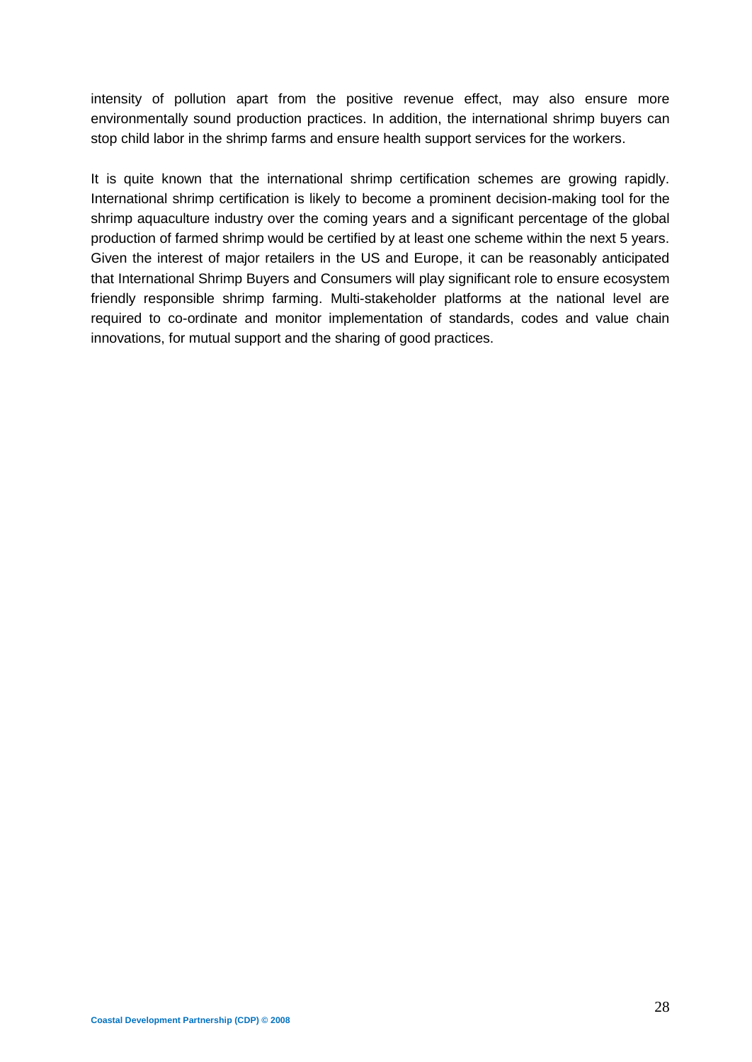intensity of pollution apart from the positive revenue effect, may also ensure more environmentally sound production practices. In addition, the international shrimp buyers can stop child labor in the shrimp farms and ensure health support services for the workers.

It is quite known that the international shrimp certification schemes are growing rapidly. International shrimp certification is likely to become a prominent decision-making tool for the shrimp aquaculture industry over the coming years and a significant percentage of the global production of farmed shrimp would be certified by at least one scheme within the next 5 years. Given the interest of major retailers in the US and Europe, it can be reasonably anticipated that International Shrimp Buyers and Consumers will play significant role to ensure ecosystem friendly responsible shrimp farming. Multi-stakeholder platforms at the national level are required to co-ordinate and monitor implementation of standards, codes and value chain innovations, for mutual support and the sharing of good practices.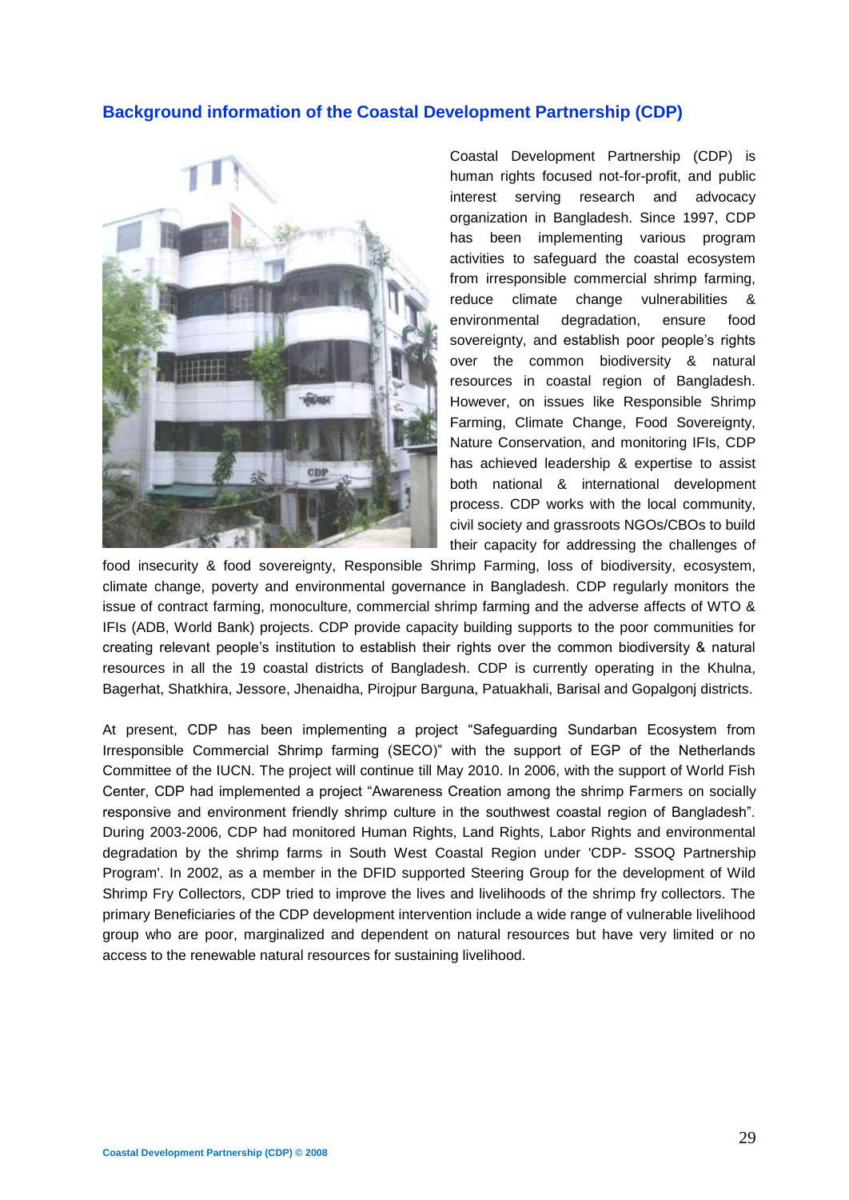## Background information of the Coastal Development Partnership (CDP)

Coastal Development Partnership (CDP) is human rights focused not-for-profit, and public interest serving research and advocacy organization in Bangladesh. Since 1997, CDP has been implementing various program activities to safeguard the coastal ecosystem from irresponsible commercial shrimp farming, reduce climate change vulnerabilities & environmental degradation, ensure food sovereignty, and establish poor people's rights over the common biodiversity & natural resources in coastal region of Bangladesh. However, on issues like Responsible Shrimp Farming, Climate Change, Food Sovereignty, Nature Conservation, and monitoring IFIs, CDP has achieved leadership & expertise to assist both national & international development process. CDP works with the local community, civil society and grassroots NGOs/CBOs to build their capacity for addressing the challenges of food insecurity & food sovereignty, Responsible Shrimp Farming, loss of biodiversity, ecosystem, climate change, poverty and environmental governance in Bangladesh. CDP regularly monitors the issue of contract farming, monoculture, commercial shrimp farming and the adverse affects of WTO & IFIs (ADB, World Bank) projects. CDP provide capacity building supports to the poor communities for creating relevant people's institution to establish their rights over the common biodiversity & natural resources in all the 19 coastal districts of Bangladesh. CDP is currently operating in the Khulna, Bagerhat, Shatkhira, Jessore, Jhenaidha, Pirojpur Barguna, Patuakhali, Barisal and Gopalgonj districts.

At present, CDP has been implementing a project "Safeguarding Sundarban Ecosystem from Irresponsible Commercial Shrimp farming (SECO)" with the support of EGP of the Netherlands Committee of the IUCN. The project will continue till May 2010. In 2006, with the support of World Fish Center, CDP had implemented a project "Awareness Creation among the shrimp Farmers on socially responsive and environment friendly shrimp culture in the southwest coastal region of Bangladesh". During 2003-2006, CDP had monitored Human Rights, Land Rights, Labor Rights and environmental degradation by the shrimp farms in South West Coastal Region under 'CDP- SSOQ Partnership Program'. In 2002, as a member in the DFID supported Steering Group for the development of Wild Shrimp Fry Collectors, CDP tried to improve the lives and livelihoods of the shrimp fry collectors. The primary Beneficiaries of the CDP development intervention include a wide range of vulnerable livelihood group who are poor, marginalized and dependent on natural resources but have very limited or no access to the renewable natural resources for sustaining livelihood.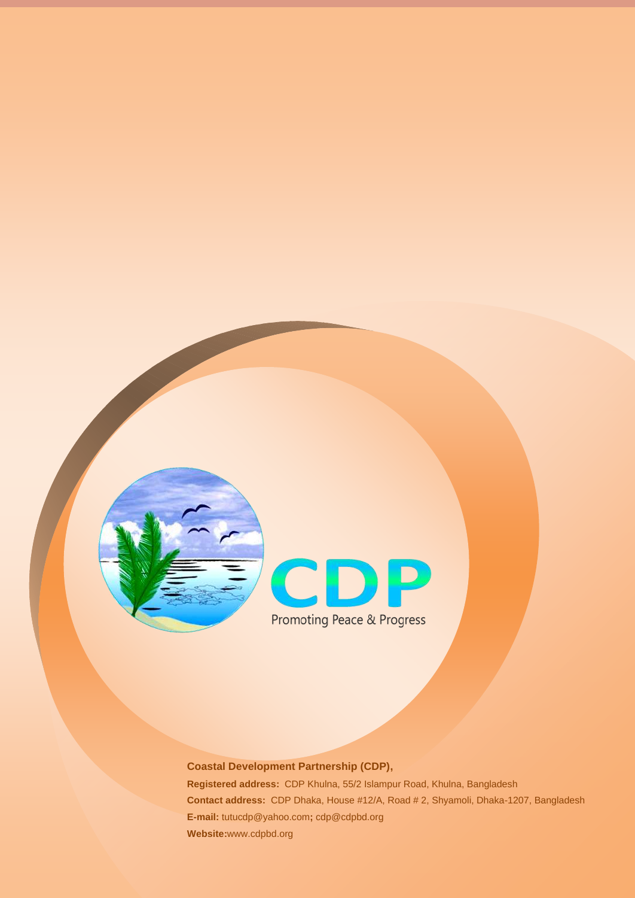CDP

Promoting Peace & Progress

**Coastal Development Partnership (CDP),**

**Registered address:** CDP Khulna, 55/2 Islampur Road, Khulna, Bangladesh

**Contact address:** CDP Dhaka, House #12/A, Road # 2, Shyamoli, Dhaka-1207, Bangladesh

**E-mail:** tutucdp@yahoo.com; cdp@cdpbd.org

**Website:**www.cdpbd.org